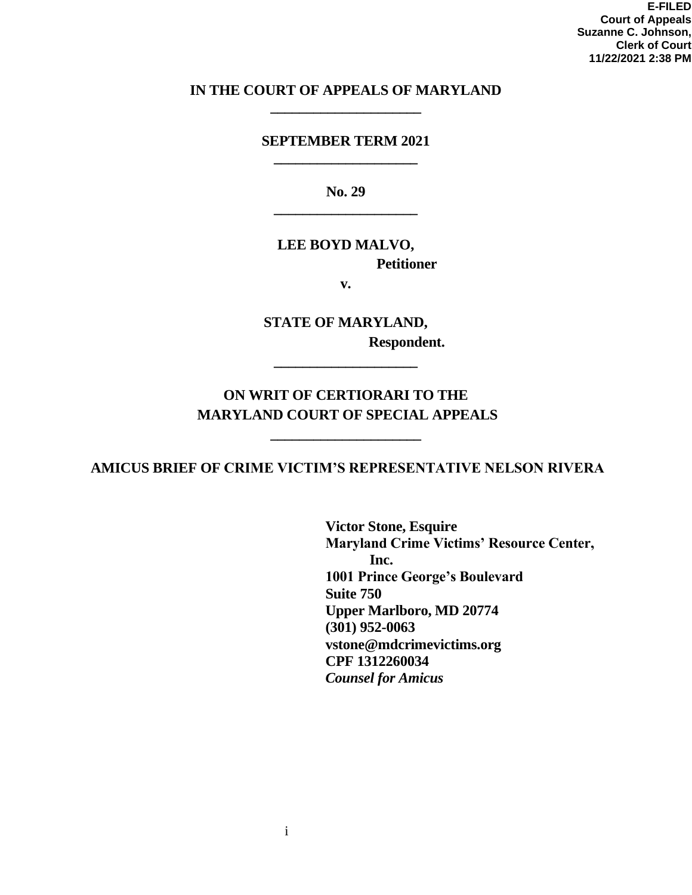**E-FILED**
**Court of Appeals**
**Suzanne C. Johnson,**
**Clerk of Court**
**11/22/2021 2:38 PM**

**IN THE COURT OF APPEALS OF MARYLAND**

**SEPTEMBER TERM 2021**

**No. 29**

**LEE BOYD MALVO,**
**Petitioner**

**v.**

**STATE OF MARYLAND,**
**Respondent.**

**ON WRIT OF CERTIORARI TO THE MARYLAND COURT OF SPECIAL APPEALS**

**AMICUS BRIEF OF CRIME VICTIM'S REPRESENTATIVE NELSON RIVERA**

**Victor Stone, Esquire**
**Maryland Crime Victims' Resource Center, Inc.**
**1001 Prince George's Boulevard**
**Suite 750**
**Upper Marlboro, MD 20774**
**(301) 952-0063**
**vstone@mdcrimevictims.org**
**CPF 1312260034**
***Counsel for Amicus***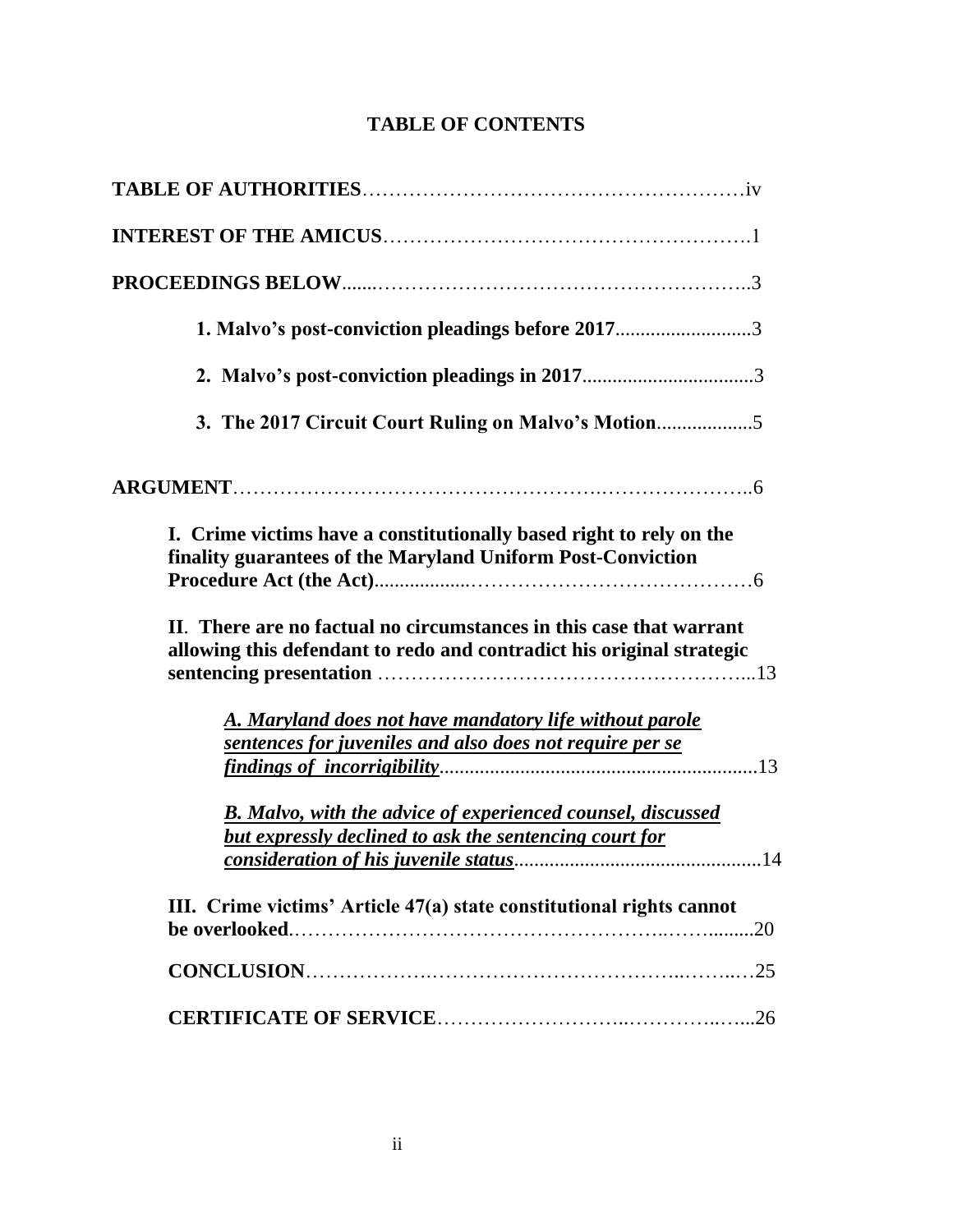# TABLE OF CONTENTS

**TABLE OF AUTHORITIES** ....................................................... iv

**INTEREST OF THE AMICUS** ....................................................... 1

**PROCEEDINGS BELOW** ....................................................... 3

**1. Malvo's post-conviction pleadings before 2017** .......................... 3

**2. Malvo's post-conviction pleadings in 2017** .......................... 3

**3. The 2017 Circuit Court Ruling on Malvo's Motion** .......................... 5

**ARGUMENT** ....................................................... 6

**I. Crime victims have a constitutionally based right to rely on the finality guarantees of the Maryland Uniform Post-Conviction Procedure Act (the Act)** .......................... 6

**II. There are no factual no circumstances in this case that warrant allowing this defendant to redo and contradict his original strategic sentencing presentation** .......................... 13

***A. Maryland does not have mandatory life without parole sentences for juveniles and also does not require per se findings of incorrigibility*** .......................... 13

***B. Malvo, with the advice of experienced counsel, discussed but expressly declined to ask the sentencing court for consideration of his juvenile status*** .......................... 14

**III. Crime victims' Article 47(a) state constitutional rights cannot be overlooked** .......................... 20

**CONCLUSION** ....................................................... 25

**CERTIFICATE OF SERVICE** ....................................................... 26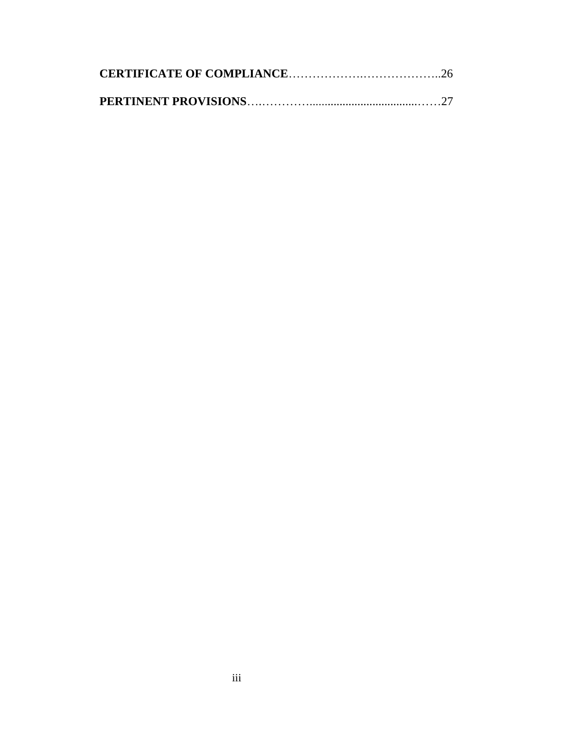**CERTIFICATE OF COMPLIANCE**……………….………………..26

**PERTINENT PROVISIONS**….…………....................................……27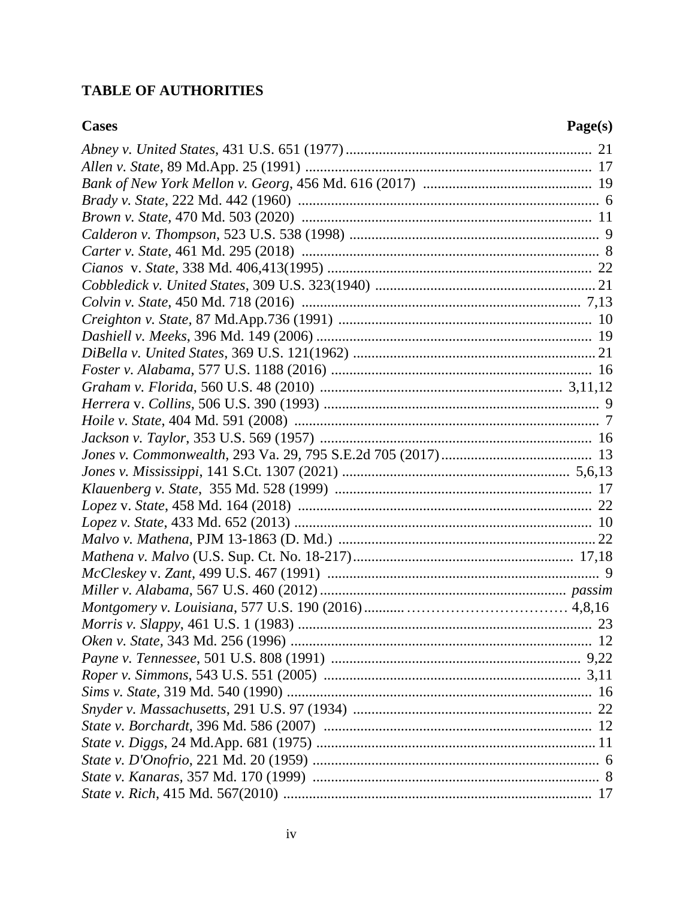## TABLE OF AUTHORITIES

| Cases | Page(s) |
|---|---|
| *Abney v. United States*, 431 U.S. 651 (1977) | 21 |
| *Allen v. State*, 89 Md.App. 25 (1991) | 17 |
| *Bank of New York Mellon v. Georg*, 456 Md. 616 (2017) | 19 |
| *Brady v. State*, 222 Md. 442 (1960) | 6 |
| *Brown v. State*, 470 Md. 503 (2020) | 11 |
| *Calderon v. Thompson*, 523 U.S. 538 (1998) | 9 |
| *Carter v. State*, 461 Md. 295 (2018) | 8 |
| *Cianos* v. *State*, 338 Md. 406,413(1995) | 22 |
| *Cobbledick v. United States*, 309 U.S. 323(1940) | 21 |
| *Colvin v. State*, 450 Md. 718 (2016) | 7,13 |
| *Creighton v. State*, 87 Md.App.736 (1991) | 10 |
| *Dashiell v. Meeks*, 396 Md. 149 (2006) | 19 |
| *DiBella v. United States*, 369 U.S. 121(1962) | 21 |
| *Foster v. Alabama*, 577 U.S. 1188 (2016) | 16 |
| *Graham v. Florida*, 560 U.S. 48 (2010) | 3,11,12 |
| *Herrera* v. *Collins*, 506 U.S. 390 (1993) | 9 |
| *Hoile v. State*, 404 Md. 591 (2008) | 7 |
| *Jackson v. Taylor*, 353 U.S. 569 (1957) | 16 |
| *Jones v. Commonwealth*, 293 Va. 29, 795 S.E.2d 705 (2017) | 13 |
| *Jones v. Mississippi*, 141 S.Ct. 1307 (2021) | 5,6,13 |
| *Klauenberg v. State*, 355 Md. 528 (1999) | 17 |
| *Lopez* v. *State*, 458 Md. 164 (2018) | 22 |
| *Lopez v. State*, 433 Md. 652 (2013) | 10 |
| *Malvo v. Mathena*, PJM 13-1863 (D. Md.) | 22 |
| *Mathena v. Malvo* (U.S. Sup. Ct. No. 18-217) | 17,18 |
| *McCleskey* v. *Zant*, 499 U.S. 467 (1991) | 9 |
| *Miller v. Alabama*, 567 U.S. 460 (2012) | *passim* |
| *Montgomery v. Louisiana*, 577 U.S. 190 (2016) | 4,8,16 |
| *Morris v. Slappy*, 461 U.S. 1 (1983) | 23 |
| *Oken v. State*, 343 Md. 256 (1996) | 12 |
| *Payne v. Tennessee*, 501 U.S. 808 (1991) | 9,22 |
| *Roper v. Simmons*, 543 U.S. 551 (2005) | 3,11 |
| *Sims v. State*, 319 Md. 540 (1990) | 16 |
| *Snyder v. Massachusetts*, 291 U.S. 97 (1934) | 22 |
| *State v. Borchardt*, 396 Md. 586 (2007) | 12 |
| *State v. Diggs*, 24 Md.App. 681 (1975) | 11 |
| *State v. D'Onofrio*, 221 Md. 20 (1959) | 6 |
| *State v. Kanaras*, 357 Md. 170 (1999) | 8 |
| *State v. Rich*, 415 Md. 567(2010) | 17 |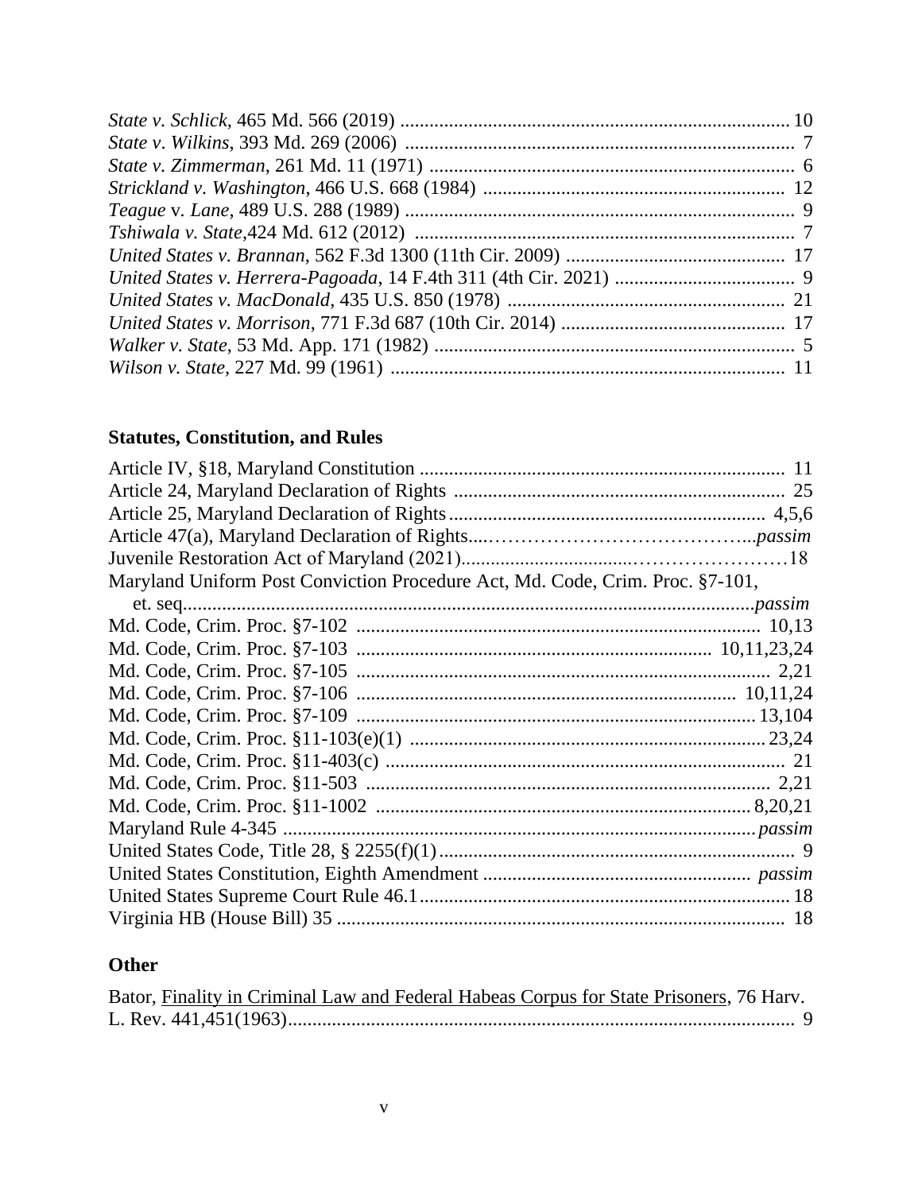*State v. Schlick*, 465 Md. 566 (2019) .............................................................................. 10
*State v. Wilkins*, 393 Md. 269 (2006) ................................................................................ 7
*State v. Zimmerman*, 261 Md. 11 (1971) ........................................................................... 6
*Strickland v. Washington*, 466 U.S. 668 (1984) ............................................................ 12
*Teague* v. *Lane*, 489 U.S. 288 (1989) ............................................................................... 9
*Tshiwala v. State*,424 Md. 612 (2012) ............................................................................. 7
*United States v. Brannan*, 562 F.3d 1300 (11th Cir. 2009) ............................................ 17
*United States v. Herrera-Pagoada*, 14 F.4th 311 (4th Cir. 2021) ..................................... 9
*United States v. MacDonald*, 435 U.S. 850 (1978) ........................................................ 21
*United States v. Morrison*, 771 F.3d 687 (10th Cir. 2014) ............................................. 17
*Walker v. State*, 53 Md. App. 171 (1982) .......................................................................... 5
*Wilson v. State*, 227 Md. 99 (1961) ................................................................................. 11

**Statutes, Constitution, and Rules**

Article IV, §18, Maryland Constitution .......................................................................... 11
Article 24, Maryland Declaration of Rights .................................................................... 25
Article 25, Maryland Declaration of Rights................................................................. 4,5,6
Article 47(a), Maryland Declaration of Rights...……………………………………...*passim*
Juvenile Restoration Act of Maryland (2021)...................................……………………18
Maryland Uniform Post Conviction Procedure Act, Md. Code, Crim. Proc. §7-101, et. seq.....................................................................................................................*passim*
Md. Code, Crim. Proc. §7-102 .................................................................................. 10,13
Md. Code, Crim. Proc. §7-103 ...................................................................... 10,11,23,24
Md. Code, Crim. Proc. §7-105 .................................................................................... 2,21
Md. Code, Crim. Proc. §7-106 ............................................................................. 10,11,24
Md. Code, Crim. Proc. §7-109 .................................................................................. 13,104
Md. Code, Crim. Proc. §11-103(e)(1) ......................................................................... 23,24
Md. Code, Crim. Proc. §11-403(c) ................................................................................. 21
Md. Code, Crim. Proc. §11-503 .................................................................................. 2,21
Md. Code, Crim. Proc. §11-1002 ............................................................................. 8,20,21
Maryland Rule 4-345 ...................................................................................................*passim*
United States Code, Title 28, § 2255(f)(1)......................................................................... 9
United States Constitution, Eighth Amendment ....................................................... *passim*
United States Supreme Court Rule 46.1............................................................................ 18
Virginia HB (House Bill) 35 ............................................................................................ 18

**Other**

Bator, Finality in Criminal Law and Federal Habeas Corpus for State Prisoners, 76 Harv. L. Rev. 441,451(1963)......................................................................................................... 9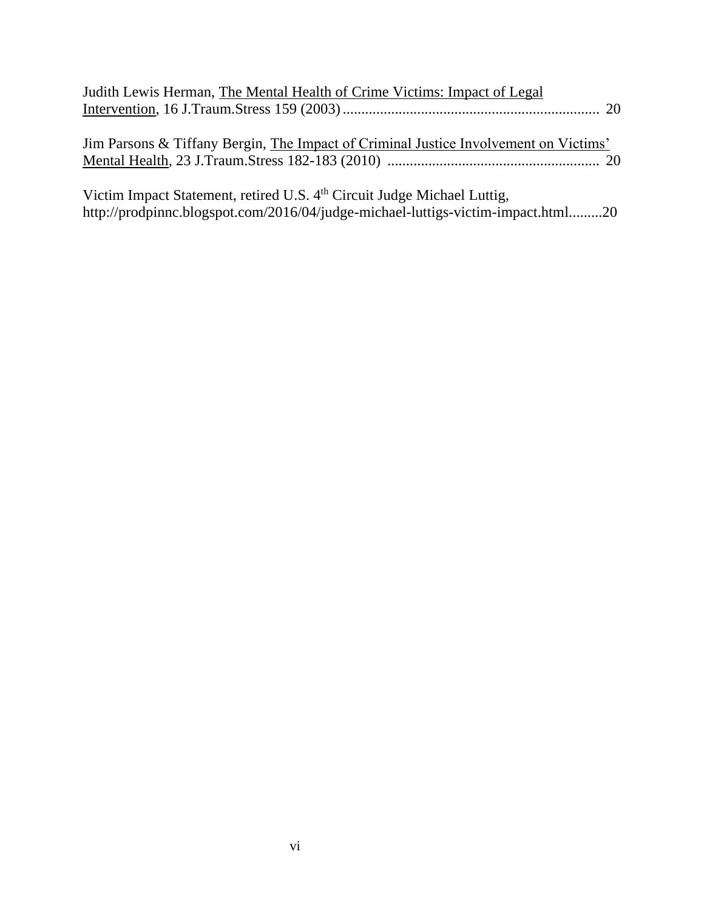Judith Lewis Herman, The Mental Health of Crime Victims: Impact of Legal Intervention, 16 J.Traum.Stress 159 (2003) ..................................................................... 20

Jim Parsons & Tiffany Bergin, The Impact of Criminal Justice Involvement on Victims' Mental Health, 23 J.Traum.Stress 182-183 (2010) ......................................................... 20

Victim Impact Statement, retired U.S. 4th Circuit Judge Michael Luttig, http://prodpinnc.blogspot.com/2016/04/judge-michael-luttigs-victim-impact.html.........20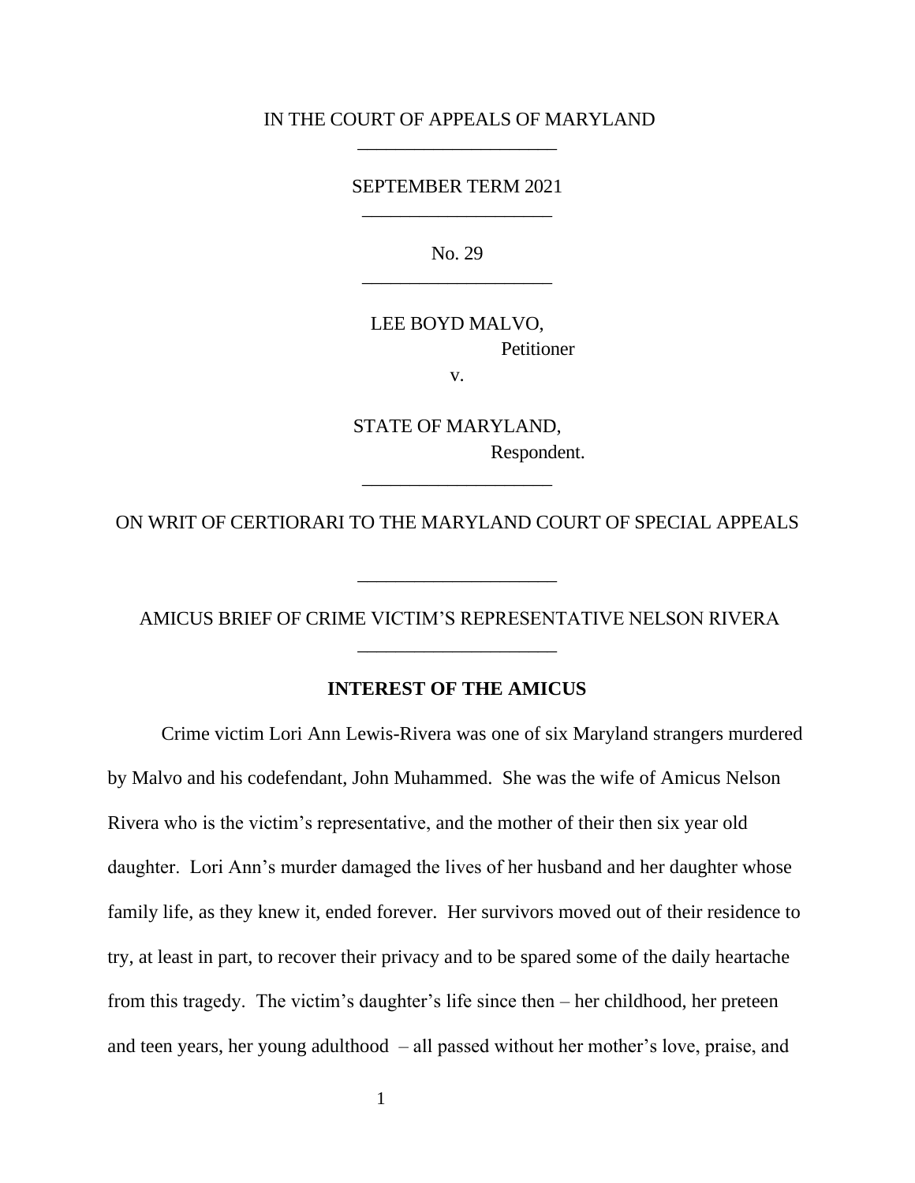IN THE COURT OF APPEALS OF MARYLAND

---

SEPTEMBER TERM 2021

---

No. 29

---

LEE BOYD MALVO,
Petitioner

v.

STATE OF MARYLAND,
Respondent.

---

ON WRIT OF CERTIORARI TO THE MARYLAND COURT OF SPECIAL APPEALS

---

AMICUS BRIEF OF CRIME VICTIM'S REPRESENTATIVE NELSON RIVERA

---

## INTEREST OF THE AMICUS

Crime victim Lori Ann Lewis-Rivera was one of six Maryland strangers murdered by Malvo and his codefendant, John Muhammed. She was the wife of Amicus Nelson Rivera who is the victim's representative, and the mother of their then six year old daughter. Lori Ann's murder damaged the lives of her husband and her daughter whose family life, as they knew it, ended forever. Her survivors moved out of their residence to try, at least in part, to recover their privacy and to be spared some of the daily heartache from this tragedy. The victim's daughter's life since then – her childhood, her preteen and teen years, her young adulthood – all passed without her mother's love, praise, and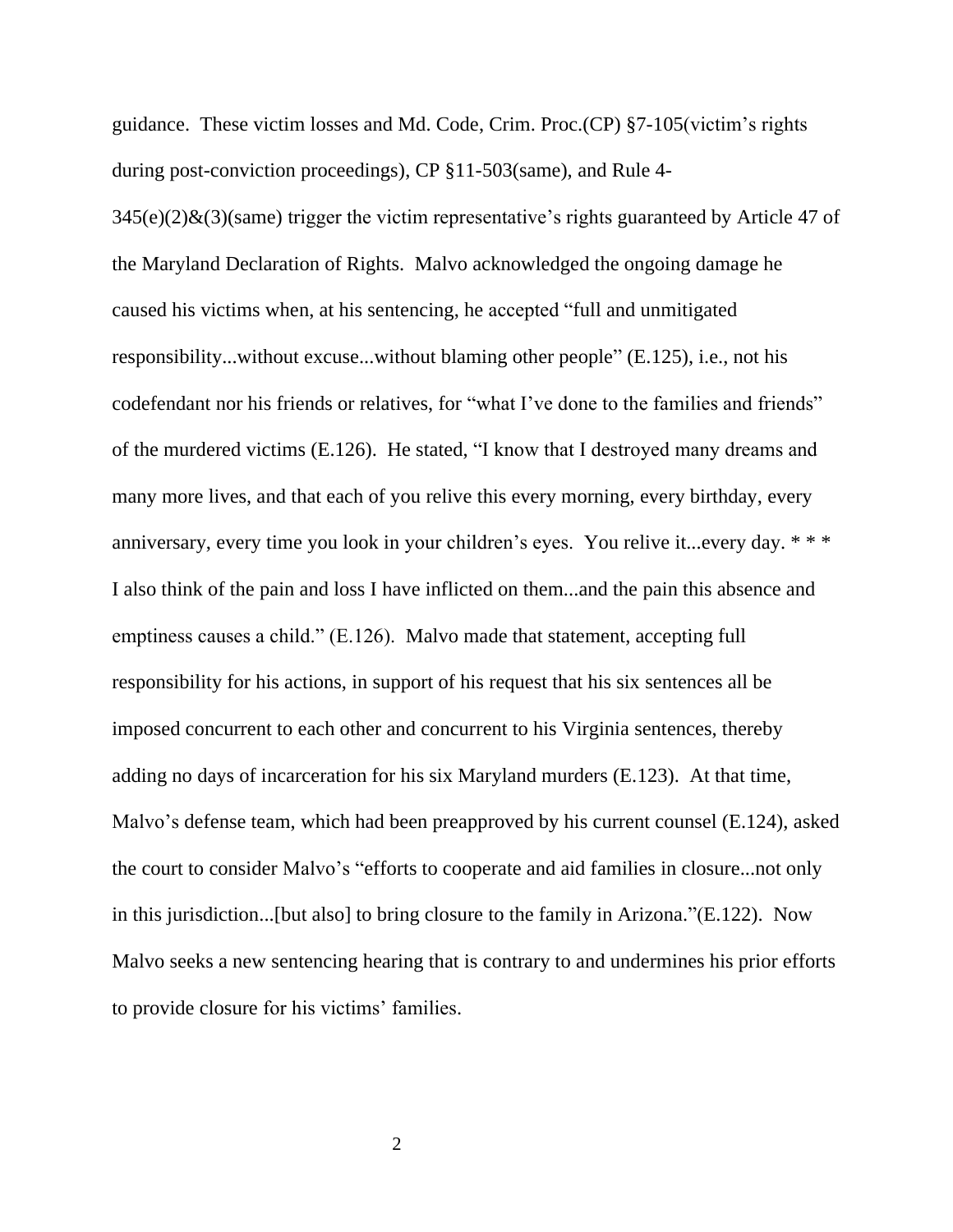guidance. These victim losses and Md. Code, Crim. Proc.(CP) §7-105(victim's rights during post-conviction proceedings), CP §11-503(same), and Rule 4-345(e)(2)&(3)(same) trigger the victim representative's rights guaranteed by Article 47 of the Maryland Declaration of Rights. Malvo acknowledged the ongoing damage he caused his victims when, at his sentencing, he accepted "full and unmitigated responsibility...without excuse...without blaming other people" (E.125), i.e., not his codefendant nor his friends or relatives, for "what I've done to the families and friends" of the murdered victims (E.126). He stated, "I know that I destroyed many dreams and many more lives, and that each of you relive this every morning, every birthday, every anniversary, every time you look in your children's eyes. You relive it...every day. * * * I also think of the pain and loss I have inflicted on them...and the pain this absence and emptiness causes a child." (E.126). Malvo made that statement, accepting full responsibility for his actions, in support of his request that his six sentences all be imposed concurrent to each other and concurrent to his Virginia sentences, thereby adding no days of incarceration for his six Maryland murders (E.123). At that time, Malvo's defense team, which had been preapproved by his current counsel (E.124), asked the court to consider Malvo's "efforts to cooperate and aid families in closure...not only in this jurisdiction...[but also] to bring closure to the family in Arizona."(E.122). Now Malvo seeks a new sentencing hearing that is contrary to and undermines his prior efforts to provide closure for his victims' families.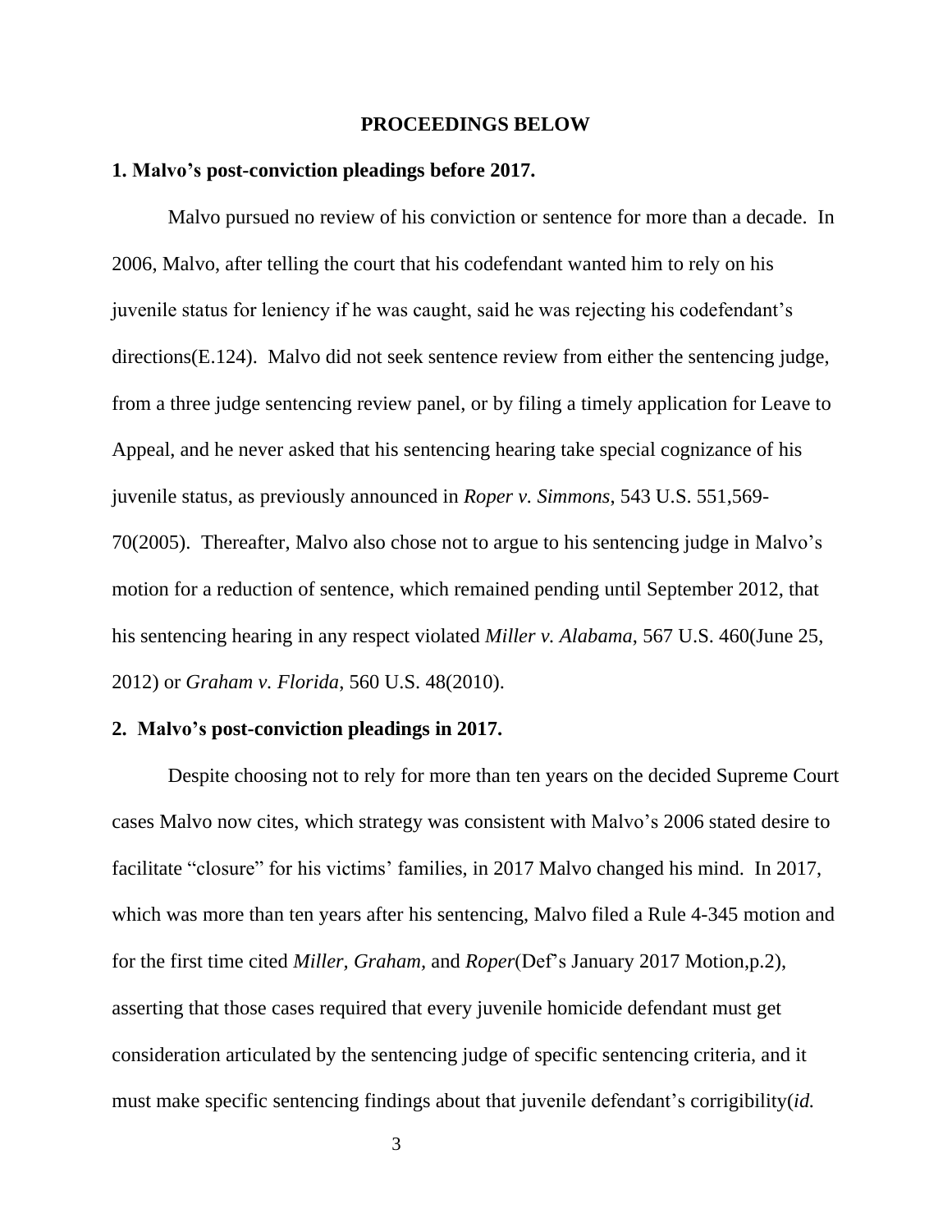## PROCEEDINGS BELOW

### 1. Malvo's post-conviction pleadings before 2017.

Malvo pursued no review of his conviction or sentence for more than a decade. In 2006, Malvo, after telling the court that his codefendant wanted him to rely on his juvenile status for leniency if he was caught, said he was rejecting his codefendant's directions(E.124). Malvo did not seek sentence review from either the sentencing judge, from a three judge sentencing review panel, or by filing a timely application for Leave to Appeal, and he never asked that his sentencing hearing take special cognizance of his juvenile status, as previously announced in *Roper v. Simmons*, 543 U.S. 551,569-70(2005). Thereafter, Malvo also chose not to argue to his sentencing judge in Malvo's motion for a reduction of sentence, which remained pending until September 2012, that his sentencing hearing in any respect violated *Miller v. Alabama*, 567 U.S. 460(June 25, 2012) or *Graham v. Florida*, 560 U.S. 48(2010).

### 2. Malvo's post-conviction pleadings in 2017.

Despite choosing not to rely for more than ten years on the decided Supreme Court cases Malvo now cites, which strategy was consistent with Malvo's 2006 stated desire to facilitate "closure" for his victims' families, in 2017 Malvo changed his mind. In 2017, which was more than ten years after his sentencing, Malvo filed a Rule 4-345 motion and for the first time cited *Miller*, *Graham*, and *Roper*(Def's January 2017 Motion,p.2), asserting that those cases required that every juvenile homicide defendant must get consideration articulated by the sentencing judge of specific sentencing criteria, and it must make specific sentencing findings about that juvenile defendant's corrigibility(*id.*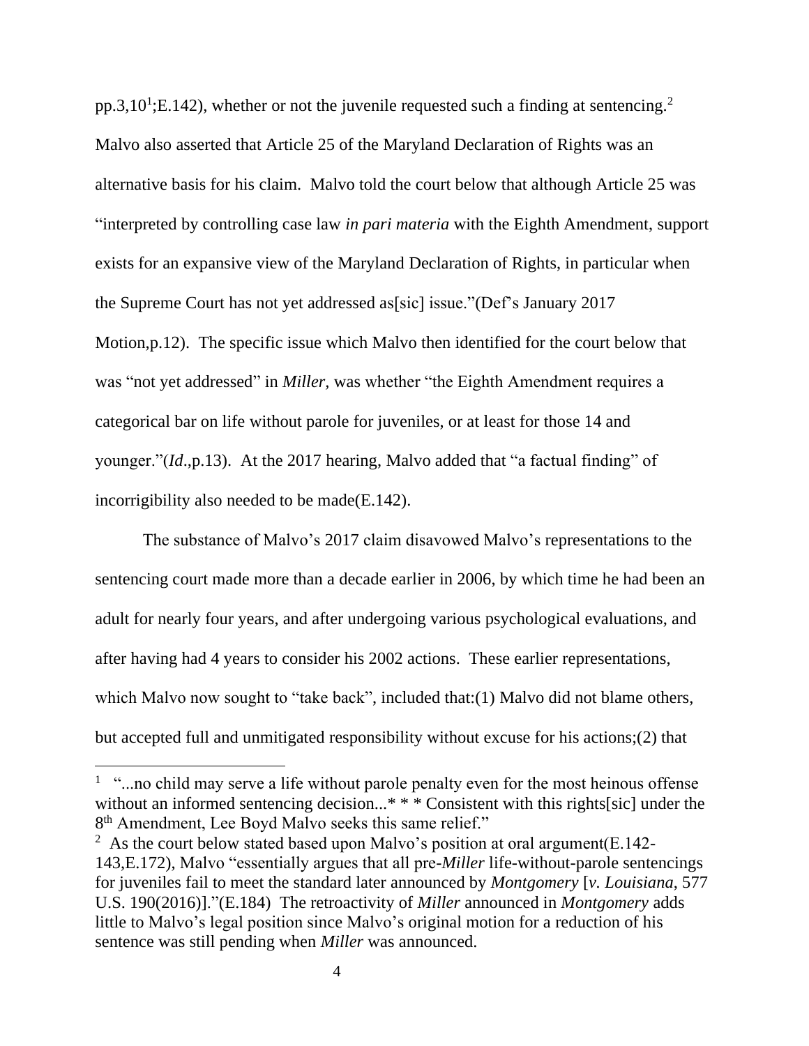pp.3,10[1];E.142), whether or not the juvenile requested such a finding at sentencing.[2] Malvo also asserted that Article 25 of the Maryland Declaration of Rights was an alternative basis for his claim. Malvo told the court below that although Article 25 was "interpreted by controlling case law *in pari materia* with the Eighth Amendment, support exists for an expansive view of the Maryland Declaration of Rights, in particular when the Supreme Court has not yet addressed as[sic] issue."(Def's January 2017 Motion,p.12). The specific issue which Malvo then identified for the court below that was "not yet addressed" in *Miller,* was whether "the Eighth Amendment requires a categorical bar on life without parole for juveniles, or at least for those 14 and younger."(*Id*.,p.13). At the 2017 hearing, Malvo added that "a factual finding" of incorrigibility also needed to be made(E.142).

The substance of Malvo's 2017 claim disavowed Malvo's representations to the sentencing court made more than a decade earlier in 2006, by which time he had been an adult for nearly four years, and after undergoing various psychological evaluations, and after having had 4 years to consider his 2002 actions. These earlier representations, which Malvo now sought to "take back", included that:(1) Malvo did not blame others, but accepted full and unmitigated responsibility without excuse for his actions;(2) that

---

[1] "...no child may serve a life without parole penalty even for the most heinous offense without an informed sentencing decision...* * * Consistent with this rights[sic] under the 8th Amendment, Lee Boyd Malvo seeks this same relief."

[2] As the court below stated based upon Malvo's position at oral argument(E.142-143,E.172), Malvo "essentially argues that all pre-*Miller* life-without-parole sentencings for juveniles fail to meet the standard later announced by *Montgomery* [*v. Louisiana*, 577 U.S. 190(2016)]."(E.184) The retroactivity of *Miller* announced in *Montgomery* adds little to Malvo's legal position since Malvo's original motion for a reduction of his sentence was still pending when *Miller* was announced.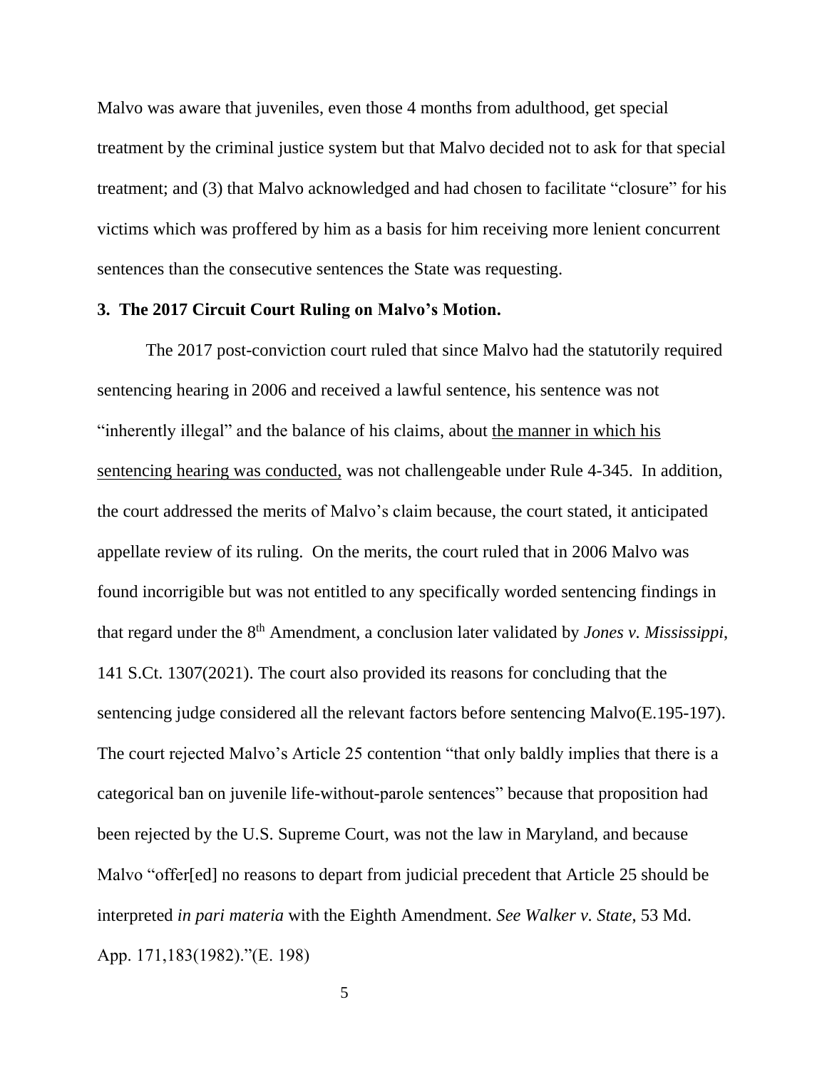Malvo was aware that juveniles, even those 4 months from adulthood, get special treatment by the criminal justice system but that Malvo decided not to ask for that special treatment; and (3) that Malvo acknowledged and had chosen to facilitate "closure" for his victims which was proffered by him as a basis for him receiving more lenient concurrent sentences than the consecutive sentences the State was requesting.

**3. The 2017 Circuit Court Ruling on Malvo's Motion.**

The 2017 post-conviction court ruled that since Malvo had the statutorily required sentencing hearing in 2006 and received a lawful sentence, his sentence was not "inherently illegal" and the balance of his claims, about <u>the manner in which his sentencing hearing was conducted,</u> was not challengeable under Rule 4-345. In addition, the court addressed the merits of Malvo's claim because, the court stated, it anticipated appellate review of its ruling. On the merits, the court ruled that in 2006 Malvo was found incorrigible but was not entitled to any specifically worded sentencing findings in that regard under the 8th Amendment, a conclusion later validated by *Jones v. Mississippi*, 141 S.Ct. 1307(2021). The court also provided its reasons for concluding that the sentencing judge considered all the relevant factors before sentencing Malvo(E.195-197). The court rejected Malvo's Article 25 contention "that only baldly implies that there is a categorical ban on juvenile life-without-parole sentences" because that proposition had been rejected by the U.S. Supreme Court, was not the law in Maryland, and because Malvo "offer[ed] no reasons to depart from judicial precedent that Article 25 should be interpreted *in pari materia* with the Eighth Amendment. *See Walker v. State*, 53 Md. App. 171,183(1982)."(E. 198)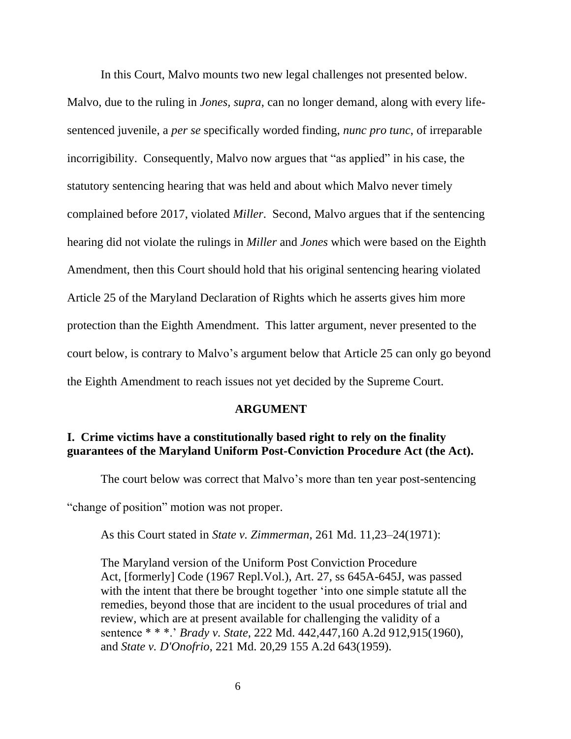In this Court, Malvo mounts two new legal challenges not presented below. Malvo, due to the ruling in *Jones*, *supra*, can no longer demand, along with every life-sentenced juvenile, a *per se* specifically worded finding, *nunc pro tunc*, of irreparable incorrigibility. Consequently, Malvo now argues that "as applied" in his case, the statutory sentencing hearing that was held and about which Malvo never timely complained before 2017, violated *Miller*. Second, Malvo argues that if the sentencing hearing did not violate the rulings in *Miller* and *Jones* which were based on the Eighth Amendment, then this Court should hold that his original sentencing hearing violated Article 25 of the Maryland Declaration of Rights which he asserts gives him more protection than the Eighth Amendment. This latter argument, never presented to the court below, is contrary to Malvo's argument below that Article 25 can only go beyond the Eighth Amendment to reach issues not yet decided by the Supreme Court.

## ARGUMENT

### I. Crime victims have a constitutionally based right to rely on the finality guarantees of the Maryland Uniform Post-Conviction Procedure Act (the Act).

The court below was correct that Malvo's more than ten year post-sentencing "change of position" motion was not proper.

As this Court stated in *State v. Zimmerman*, 261 Md. 11,23–24(1971):

> The Maryland version of the Uniform Post Conviction Procedure Act, [formerly] Code (1967 Repl.Vol.), Art. 27, ss 645A-645J, was passed with the intent that there be brought together 'into one simple statute all the remedies, beyond those that are incident to the usual procedures of trial and review, which are at present available for challenging the validity of a sentence * * *.' *Brady v. State*, 222 Md. 442,447,160 A.2d 912,915(1960), and *State v. D'Onofrio*, 221 Md. 20,29 155 A.2d 643(1959).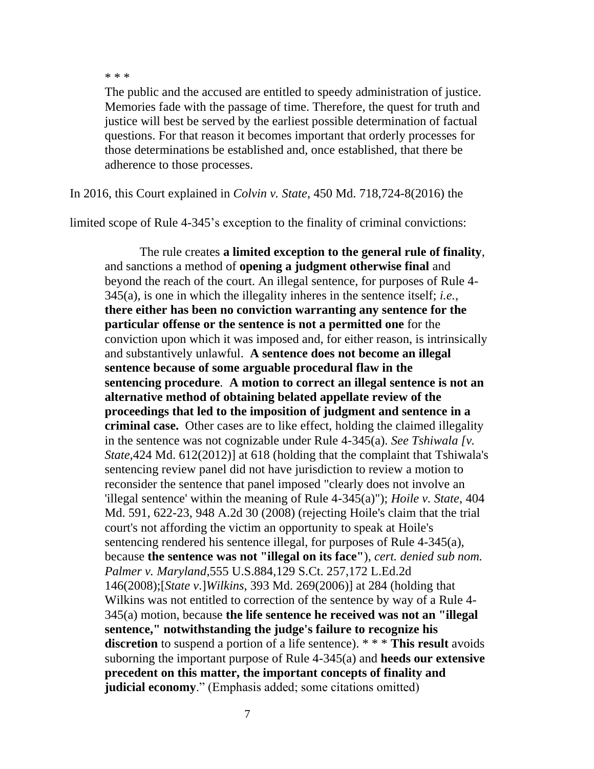> * * *
>
> The public and the accused are entitled to speedy administration of justice. Memories fade with the passage of time. Therefore, the quest for truth and justice will best be served by the earliest possible determination of factual questions. For that reason it becomes important that orderly processes for those determinations be established and, once established, that there be adherence to those processes.

In 2016, this Court explained in *Colvin v. State*, 450 Md. 718,724-8(2016) the limited scope of Rule 4-345's exception to the finality of criminal convictions:

> The rule creates **a limited exception to the general rule of finality**, and sanctions a method of **opening a judgment otherwise final** and beyond the reach of the court. An illegal sentence, for purposes of Rule 4-345(a), is one in which the illegality inheres in the sentence itself; *i.e.*, **there either has been no conviction warranting any sentence for the particular offense or the sentence is not a permitted one** for the conviction upon which it was imposed and, for either reason, is intrinsically and substantively unlawful. **A sentence does not become an illegal sentence because of some arguable procedural flaw in the sentencing procedure**. **A motion to correct an illegal sentence is not an alternative method of obtaining belated appellate review of the proceedings that led to the imposition of judgment and sentence in a criminal case.** Other cases are to like effect, holding the claimed illegality in the sentence was not cognizable under Rule 4-345(a). *See Tshiwala [v. State*,424 Md. 612(2012)] at 618 (holding that the complaint that Tshiwala's sentencing review panel did not have jurisdiction to review a motion to reconsider the sentence that panel imposed "clearly does not involve an 'illegal sentence' within the meaning of Rule 4-345(a)"); *Hoile v. State*, 404 Md. 591, 622-23, 948 A.2d 30 (2008) (rejecting Hoile's claim that the trial court's not affording the victim an opportunity to speak at Hoile's sentencing rendered his sentence illegal, for purposes of Rule 4-345(a), because **the sentence was not "illegal on its face"**), *cert. denied sub nom. Palmer v. Maryland*,555 U.S.884,129 S.Ct. 257,172 L.Ed.2d 146(2008);[*State v*.]*Wilkins*, 393 Md. 269(2006)] at 284 (holding that Wilkins was not entitled to correction of the sentence by way of a Rule 4-345(a) motion, because **the life sentence he received was not an "illegal sentence," notwithstanding the judge's failure to recognize his discretion** to suspend a portion of a life sentence). * * * **This result** avoids suborning the important purpose of Rule 4-345(a) and **heeds our extensive precedent on this matter, the important concepts of finality and judicial economy**." (Emphasis added; some citations omitted)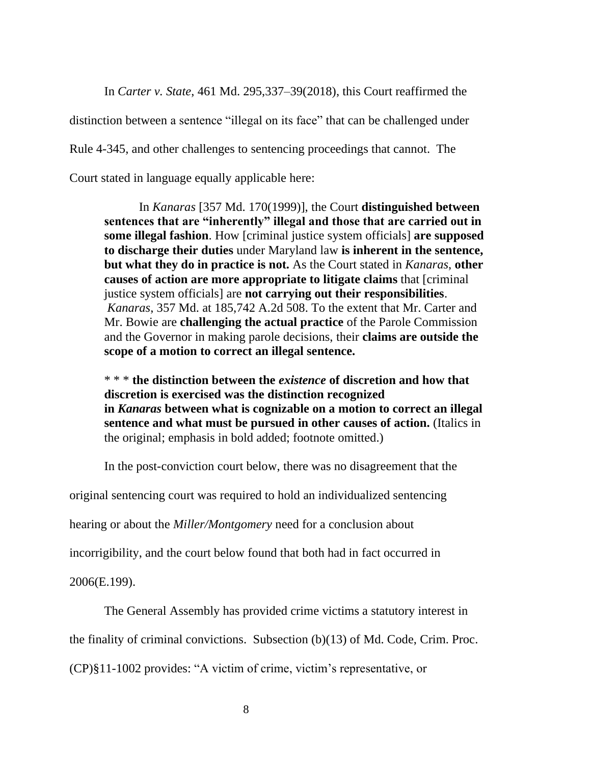In *Carter v. State*, 461 Md. 295,337–39(2018), this Court reaffirmed the distinction between a sentence "illegal on its face" that can be challenged under Rule 4-345, and other challenges to sentencing proceedings that cannot. The Court stated in language equally applicable here:

> In *Kanaras* [357 Md. 170(1999)], the Court **distinguished between sentences that are "inherently" illegal and those that are carried out in some illegal fashion**. How [criminal justice system officials] **are supposed to discharge their duties** under Maryland law **is inherent in the sentence, but what they do in practice is not.** As the Court stated in *Kanaras*, **other causes of action are more appropriate to litigate claims** that [criminal justice system officials] are **not carrying out their responsibilities**. *Kanaras*, 357 Md. at 185,742 A.2d 508. To the extent that Mr. Carter and Mr. Bowie are **challenging the actual practice** of the Parole Commission and the Governor in making parole decisions, their **claims are outside the scope of a motion to correct an illegal sentence.**
>
> \* \* \* **the distinction between the *existence* of discretion and how that discretion is exercised was the distinction recognized in *Kanaras* between what is cognizable on a motion to correct an illegal sentence and what must be pursued in other causes of action.** (Italics in the original; emphasis in bold added; footnote omitted.)

In the post-conviction court below, there was no disagreement that the original sentencing court was required to hold an individualized sentencing hearing or about the *Miller/Montgomery* need for a conclusion about incorrigibility, and the court below found that both had in fact occurred in 2006(E.199).

The General Assembly has provided crime victims a statutory interest in the finality of criminal convictions. Subsection (b)(13) of Md. Code, Crim. Proc. (CP)§11-1002 provides: "A victim of crime, victim's representative, or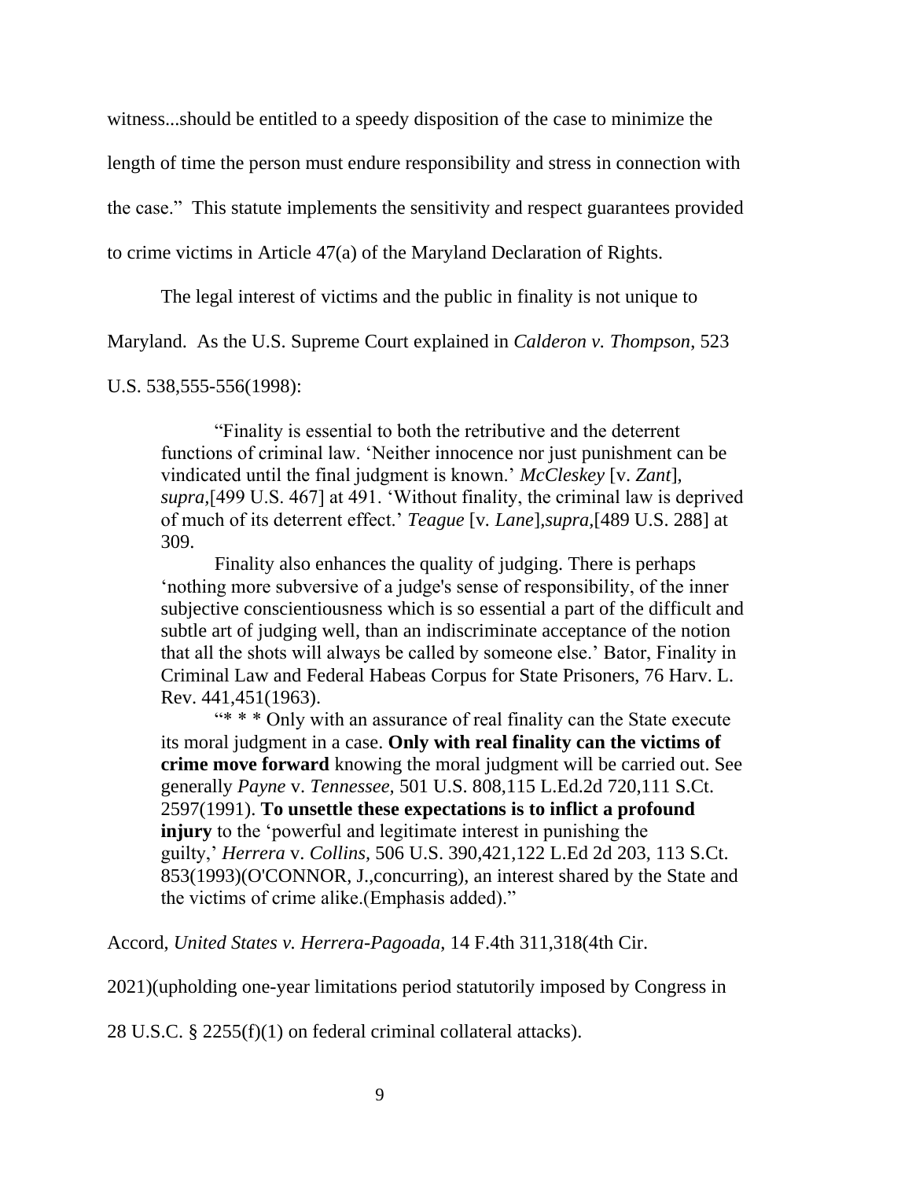witness...should be entitled to a speedy disposition of the case to minimize the length of time the person must endure responsibility and stress in connection with the case." This statute implements the sensitivity and respect guarantees provided to crime victims in Article 47(a) of the Maryland Declaration of Rights.

The legal interest of victims and the public in finality is not unique to Maryland. As the U.S. Supreme Court explained in *Calderon v. Thompson*, 523 U.S. 538,555-556(1998):

> "Finality is essential to both the retributive and the deterrent functions of criminal law. 'Neither innocence nor just punishment can be vindicated until the final judgment is known.' *McCleskey* [v. *Zant*], *supra*,[499 U.S. 467] at 491. 'Without finality, the criminal law is deprived of much of its deterrent effect.' *Teague* [v. *Lane*],*supra*,[489 U.S. 288] at 309.
>
> Finality also enhances the quality of judging. There is perhaps 'nothing more subversive of a judge's sense of responsibility, of the inner subjective conscientiousness which is so essential a part of the difficult and subtle art of judging well, than an indiscriminate acceptance of the notion that all the shots will always be called by someone else.' Bator, Finality in Criminal Law and Federal Habeas Corpus for State Prisoners, 76 Harv. L. Rev. 441,451(1963).
>
> "* * * Only with an assurance of real finality can the State execute its moral judgment in a case. **Only with real finality can the victims of crime move forward** knowing the moral judgment will be carried out. See generally *Payne* v. *Tennessee*, 501 U.S. 808,115 L.Ed.2d 720,111 S.Ct. 2597(1991). **To unsettle these expectations is to inflict a profound injury** to the 'powerful and legitimate interest in punishing the guilty,' *Herrera* v. *Collins*, 506 U.S. 390,421,122 L.Ed 2d 203, 113 S.Ct. 853(1993)(O'CONNOR, J.,concurring), an interest shared by the State and the victims of crime alike.(Emphasis added)."

Accord, *United States v. Herrera-Pagoada*, 14 F.4th 311,318(4th Cir. 2021)(upholding one-year limitations period statutorily imposed by Congress in 28 U.S.C. § 2255(f)(1) on federal criminal collateral attacks).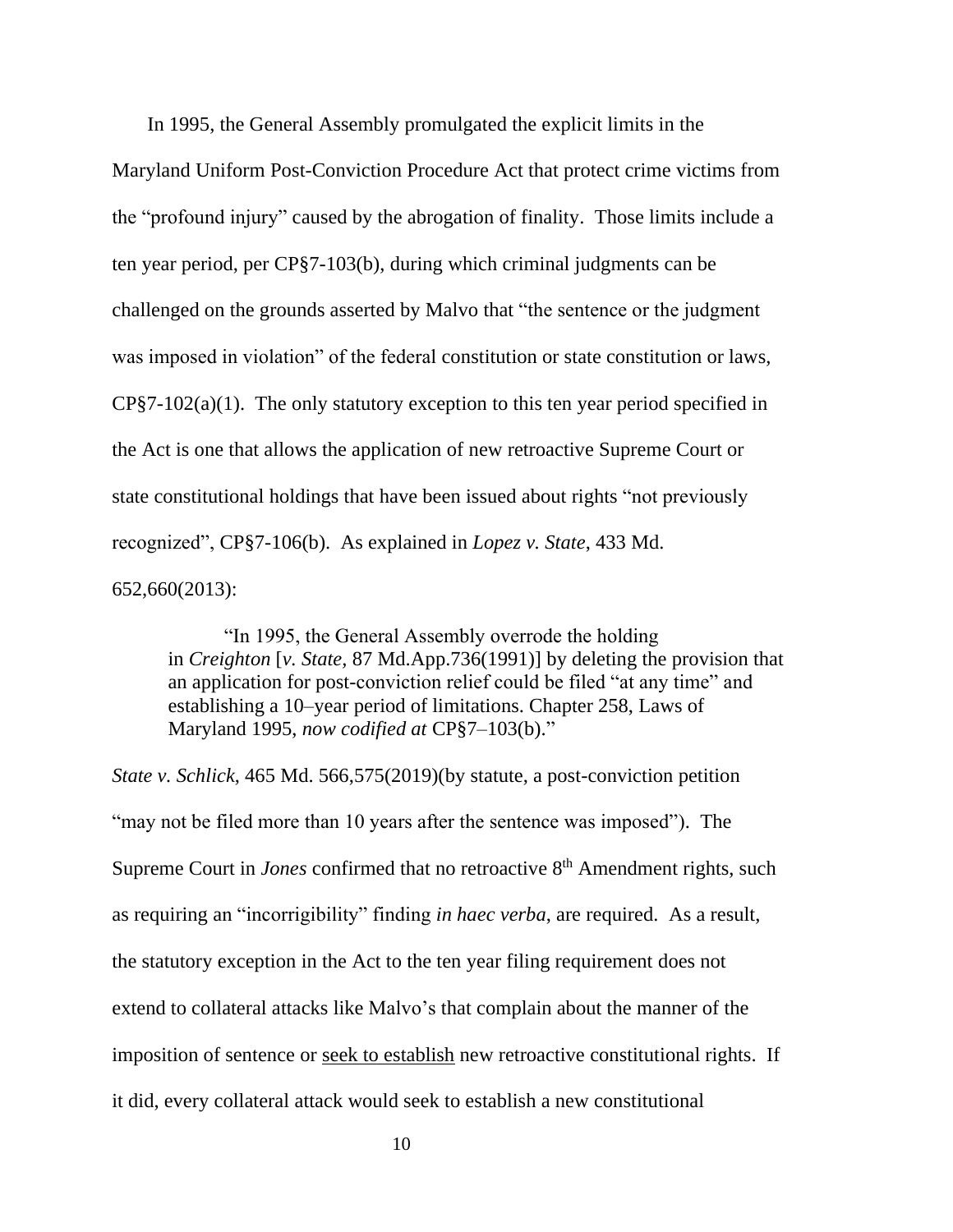In 1995, the General Assembly promulgated the explicit limits in the Maryland Uniform Post-Conviction Procedure Act that protect crime victims from the "profound injury" caused by the abrogation of finality. Those limits include a ten year period, per CP§7-103(b), during which criminal judgments can be challenged on the grounds asserted by Malvo that "the sentence or the judgment was imposed in violation" of the federal constitution or state constitution or laws, CP§7-102(a)(1). The only statutory exception to this ten year period specified in the Act is one that allows the application of new retroactive Supreme Court or state constitutional holdings that have been issued about rights "not previously recognized", CP§7-106(b). As explained in *Lopez v. State*, 433 Md. 652,660(2013):

> "In 1995, the General Assembly overrode the holding in *Creighton* [*v. State*, 87 Md.App.736(1991)] by deleting the provision that an application for post-conviction relief could be filed "at any time" and establishing a 10–year period of limitations. Chapter 258, Laws of Maryland 1995, *now codified at* CP§7–103(b)."

*State v. Schlick*, 465 Md. 566,575(2019)(by statute, a post-conviction petition "may not be filed more than 10 years after the sentence was imposed"). The Supreme Court in *Jones* confirmed that no retroactive 8th Amendment rights, such as requiring an "incorrigibility" finding *in haec verba*, are required. As a result, the statutory exception in the Act to the ten year filing requirement does not extend to collateral attacks like Malvo's that complain about the manner of the imposition of sentence or <u>seek to establish</u> new retroactive constitutional rights. If it did, every collateral attack would seek to establish a new constitutional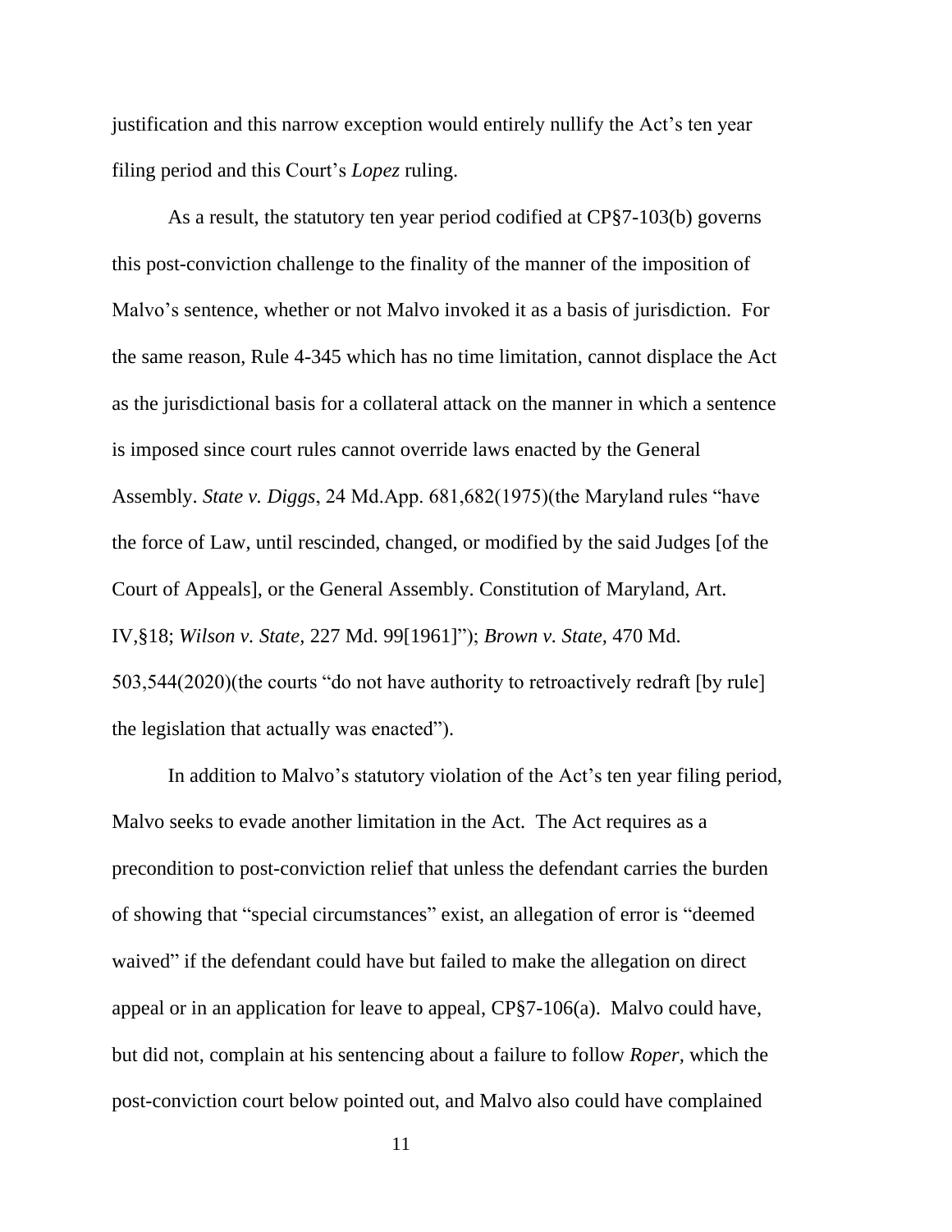justification and this narrow exception would entirely nullify the Act's ten year filing period and this Court's *Lopez* ruling.

As a result, the statutory ten year period codified at CP§7-103(b) governs this post-conviction challenge to the finality of the manner of the imposition of Malvo's sentence, whether or not Malvo invoked it as a basis of jurisdiction. For the same reason, Rule 4-345 which has no time limitation, cannot displace the Act as the jurisdictional basis for a collateral attack on the manner in which a sentence is imposed since court rules cannot override laws enacted by the General Assembly. *State v. Diggs*, 24 Md.App. 681,682(1975)(the Maryland rules "have the force of Law, until rescinded, changed, or modified by the said Judges [of the Court of Appeals], or the General Assembly. Constitution of Maryland, Art. IV,§18; *Wilson v. State*, 227 Md. 99[1961]"); *Brown v. State*, 470 Md. 503,544(2020)(the courts "do not have authority to retroactively redraft [by rule] the legislation that actually was enacted").

In addition to Malvo's statutory violation of the Act's ten year filing period, Malvo seeks to evade another limitation in the Act. The Act requires as a precondition to post-conviction relief that unless the defendant carries the burden of showing that "special circumstances" exist, an allegation of error is "deemed waived" if the defendant could have but failed to make the allegation on direct appeal or in an application for leave to appeal, CP§7-106(a). Malvo could have, but did not, complain at his sentencing about a failure to follow *Roper*, which the post-conviction court below pointed out, and Malvo also could have complained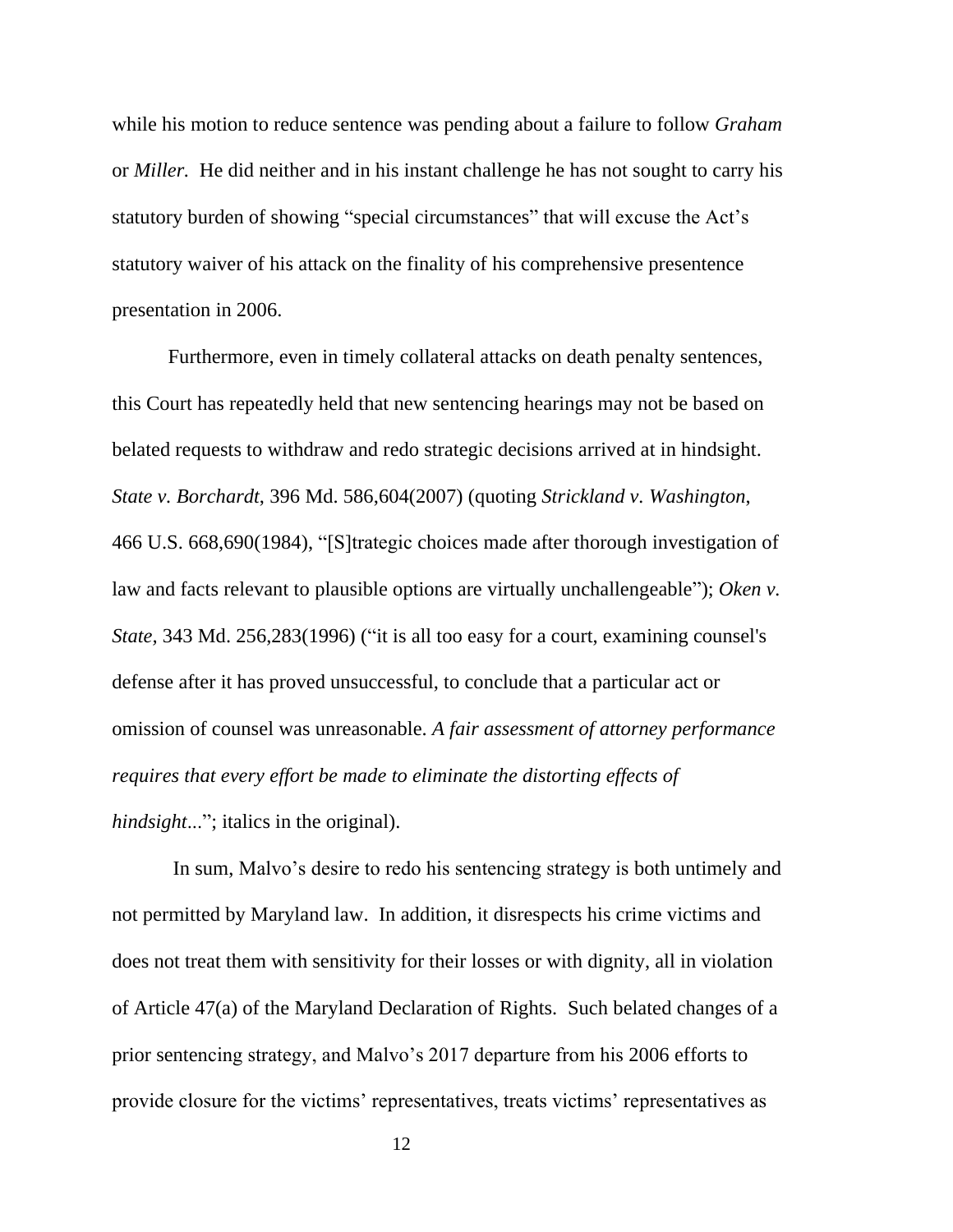while his motion to reduce sentence was pending about a failure to follow *Graham* or *Miller.* He did neither and in his instant challenge he has not sought to carry his statutory burden of showing "special circumstances" that will excuse the Act's statutory waiver of his attack on the finality of his comprehensive presentence presentation in 2006.

Furthermore, even in timely collateral attacks on death penalty sentences, this Court has repeatedly held that new sentencing hearings may not be based on belated requests to withdraw and redo strategic decisions arrived at in hindsight. *State v. Borchardt*, 396 Md. 586,604(2007) (quoting *Strickland v. Washington*, 466 U.S. 668,690(1984), "[S]trategic choices made after thorough investigation of law and facts relevant to plausible options are virtually unchallengeable"); *Oken v. State*, 343 Md. 256,283(1996) ("it is all too easy for a court, examining counsel's defense after it has proved unsuccessful, to conclude that a particular act or omission of counsel was unreasonable. *A fair assessment of attorney performance requires that every effort be made to eliminate the distorting effects of hindsight*..."; italics in the original).

In sum, Malvo's desire to redo his sentencing strategy is both untimely and not permitted by Maryland law. In addition, it disrespects his crime victims and does not treat them with sensitivity for their losses or with dignity, all in violation of Article 47(a) of the Maryland Declaration of Rights. Such belated changes of a prior sentencing strategy, and Malvo's 2017 departure from his 2006 efforts to provide closure for the victims' representatives, treats victims' representatives as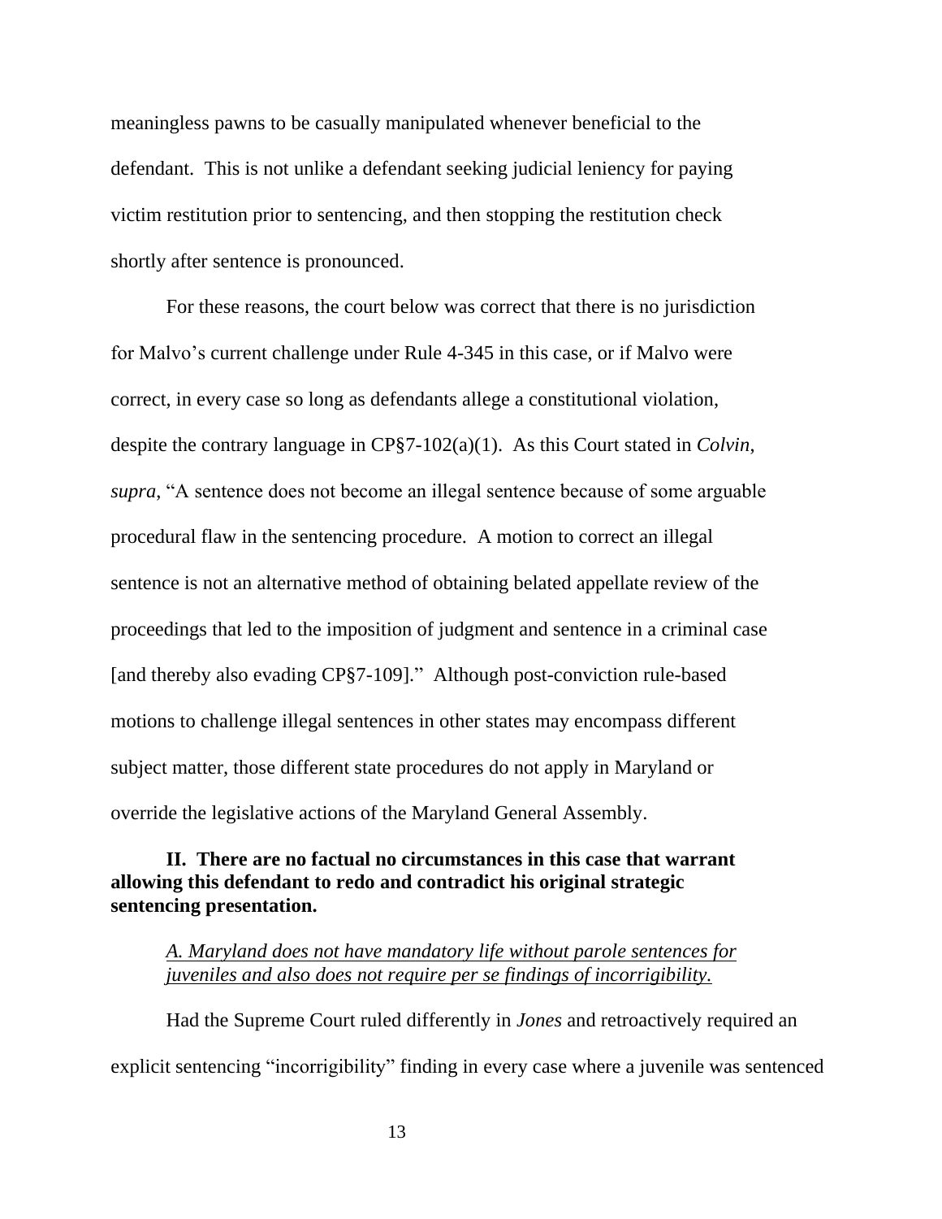meaningless pawns to be casually manipulated whenever beneficial to the defendant. This is not unlike a defendant seeking judicial leniency for paying victim restitution prior to sentencing, and then stopping the restitution check shortly after sentence is pronounced.

For these reasons, the court below was correct that there is no jurisdiction for Malvo's current challenge under Rule 4-345 in this case, or if Malvo were correct, in every case so long as defendants allege a constitutional violation, despite the contrary language in CP§7-102(a)(1). As this Court stated in *Colvin*, *supra*, "A sentence does not become an illegal sentence because of some arguable procedural flaw in the sentencing procedure. A motion to correct an illegal sentence is not an alternative method of obtaining belated appellate review of the proceedings that led to the imposition of judgment and sentence in a criminal case [and thereby also evading CP§7-109]." Although post-conviction rule-based motions to challenge illegal sentences in other states may encompass different subject matter, those different state procedures do not apply in Maryland or override the legislative actions of the Maryland General Assembly.

## II. There are no factual no circumstances in this case that warrant allowing this defendant to redo and contradict his original strategic sentencing presentation.

### *A. Maryland does not have mandatory life without parole sentences for juveniles and also does not require per se findings of incorrigibility.*

Had the Supreme Court ruled differently in *Jones* and retroactively required an explicit sentencing "incorrigibility" finding in every case where a juvenile was sentenced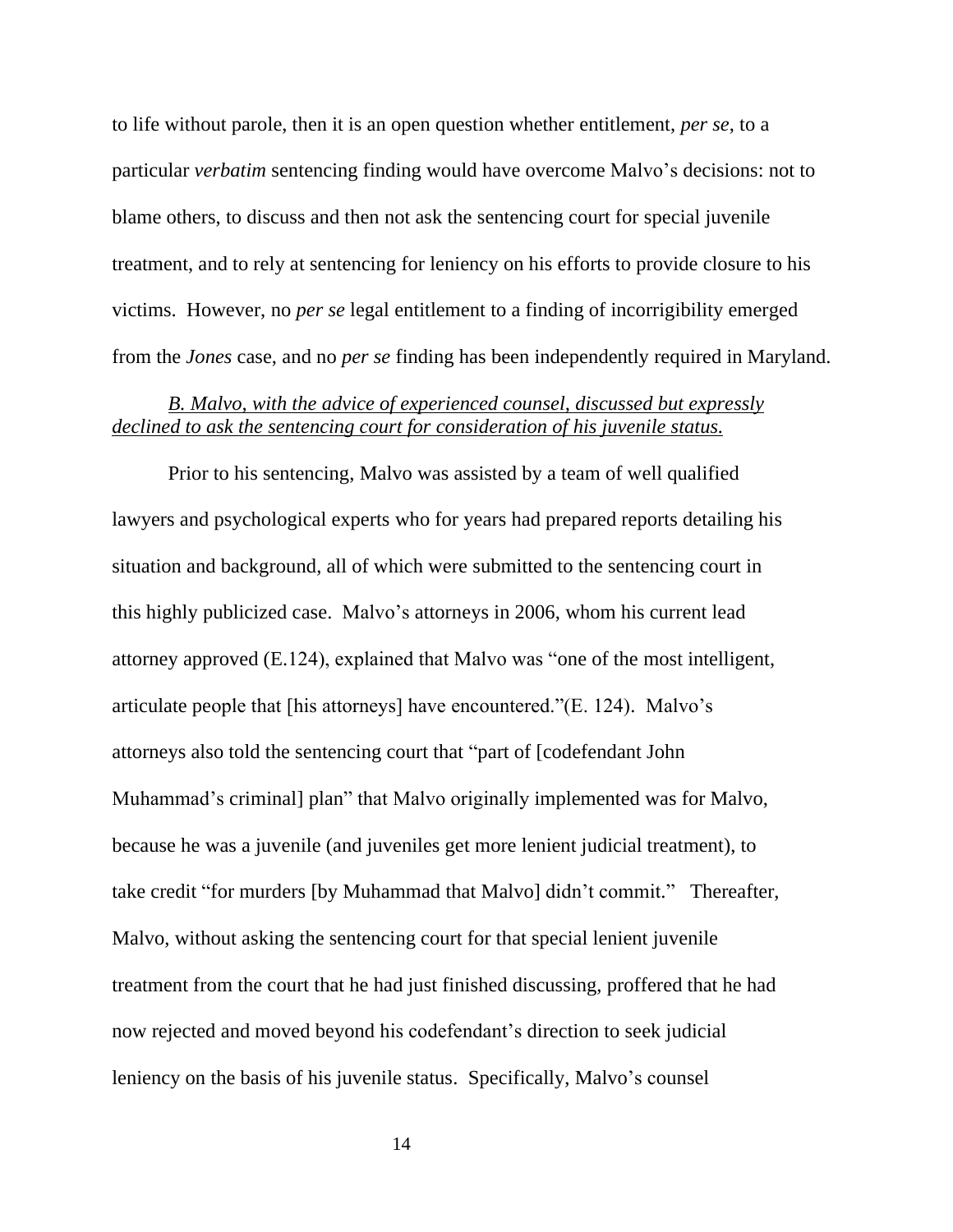to life without parole, then it is an open question whether entitlement, *per se*, to a particular *verbatim* sentencing finding would have overcome Malvo's decisions: not to blame others, to discuss and then not ask the sentencing court for special juvenile treatment, and to rely at sentencing for leniency on his efforts to provide closure to his victims. However, no *per se* legal entitlement to a finding of incorrigibility emerged from the *Jones* case, and no *per se* finding has been independently required in Maryland.

*B. Malvo, with the advice of experienced counsel, discussed but expressly declined to ask the sentencing court for consideration of his juvenile status.*

Prior to his sentencing, Malvo was assisted by a team of well qualified lawyers and psychological experts who for years had prepared reports detailing his situation and background, all of which were submitted to the sentencing court in this highly publicized case. Malvo's attorneys in 2006, whom his current lead attorney approved (E.124), explained that Malvo was "one of the most intelligent, articulate people that [his attorneys] have encountered."(E. 124). Malvo's attorneys also told the sentencing court that "part of [codefendant John Muhammad's criminal] plan" that Malvo originally implemented was for Malvo, because he was a juvenile (and juveniles get more lenient judicial treatment), to take credit "for murders [by Muhammad that Malvo] didn't commit." Thereafter, Malvo, without asking the sentencing court for that special lenient juvenile treatment from the court that he had just finished discussing, proffered that he had now rejected and moved beyond his codefendant's direction to seek judicial leniency on the basis of his juvenile status. Specifically, Malvo's counsel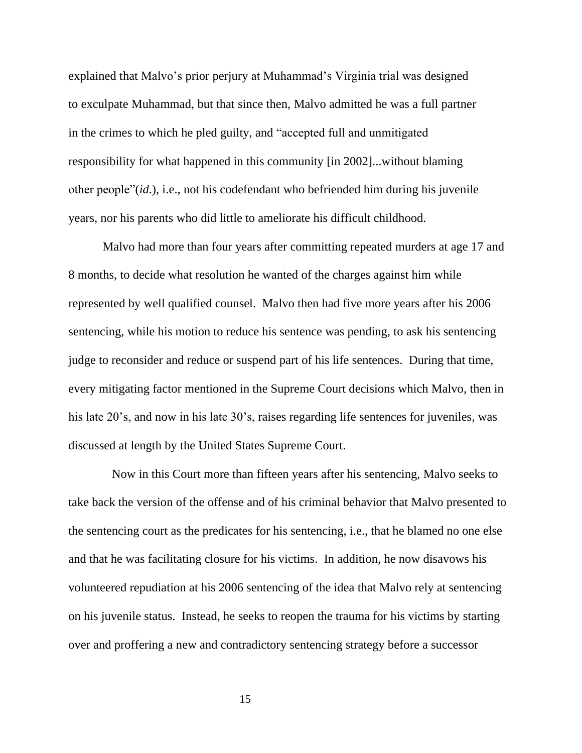explained that Malvo's prior perjury at Muhammad's Virginia trial was designed to exculpate Muhammad, but that since then, Malvo admitted he was a full partner in the crimes to which he pled guilty, and "accepted full and unmitigated responsibility for what happened in this community [in 2002]...without blaming other people"(*id*.), i.e., not his codefendant who befriended him during his juvenile years, nor his parents who did little to ameliorate his difficult childhood.

Malvo had more than four years after committing repeated murders at age 17 and 8 months, to decide what resolution he wanted of the charges against him while represented by well qualified counsel. Malvo then had five more years after his 2006 sentencing, while his motion to reduce his sentence was pending, to ask his sentencing judge to reconsider and reduce or suspend part of his life sentences. During that time, every mitigating factor mentioned in the Supreme Court decisions which Malvo, then in his late 20's, and now in his late 30's, raises regarding life sentences for juveniles, was discussed at length by the United States Supreme Court.

Now in this Court more than fifteen years after his sentencing, Malvo seeks to take back the version of the offense and of his criminal behavior that Malvo presented to the sentencing court as the predicates for his sentencing, i.e., that he blamed no one else and that he was facilitating closure for his victims. In addition, he now disavows his volunteered repudiation at his 2006 sentencing of the idea that Malvo rely at sentencing on his juvenile status. Instead, he seeks to reopen the trauma for his victims by starting over and proffering a new and contradictory sentencing strategy before a successor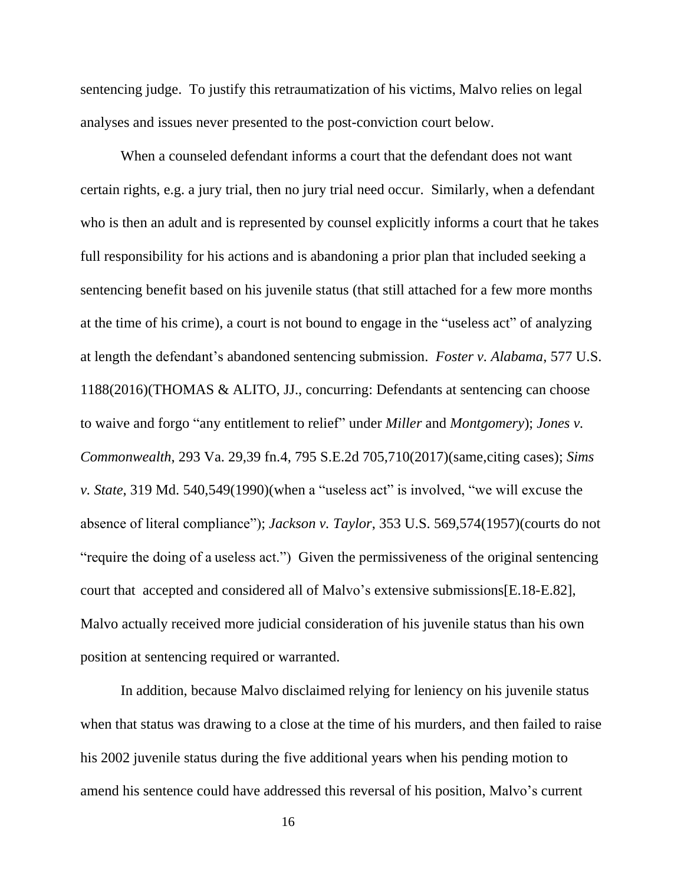sentencing judge. To justify this retraumatization of his victims, Malvo relies on legal analyses and issues never presented to the post-conviction court below.

When a counseled defendant informs a court that the defendant does not want certain rights, e.g. a jury trial, then no jury trial need occur. Similarly, when a defendant who is then an adult and is represented by counsel explicitly informs a court that he takes full responsibility for his actions and is abandoning a prior plan that included seeking a sentencing benefit based on his juvenile status (that still attached for a few more months at the time of his crime), a court is not bound to engage in the "useless act" of analyzing at length the defendant's abandoned sentencing submission. *Foster v. Alabama*, 577 U.S. 1188(2016)(THOMAS & ALITO, JJ., concurring: Defendants at sentencing can choose to waive and forgo "any entitlement to relief" under *Miller* and *Montgomery*); *Jones v. Commonwealth*, 293 Va. 29,39 fn.4, 795 S.E.2d 705,710(2017)(same,citing cases); *Sims v. State*, 319 Md. 540,549(1990)(when a "useless act" is involved, "we will excuse the absence of literal compliance"); *Jackson v. Taylor*, 353 U.S. 569,574(1957)(courts do not "require the doing of a useless act.") Given the permissiveness of the original sentencing court that accepted and considered all of Malvo's extensive submissions[E.18-E.82], Malvo actually received more judicial consideration of his juvenile status than his own position at sentencing required or warranted.

In addition, because Malvo disclaimed relying for leniency on his juvenile status when that status was drawing to a close at the time of his murders, and then failed to raise his 2002 juvenile status during the five additional years when his pending motion to amend his sentence could have addressed this reversal of his position, Malvo's current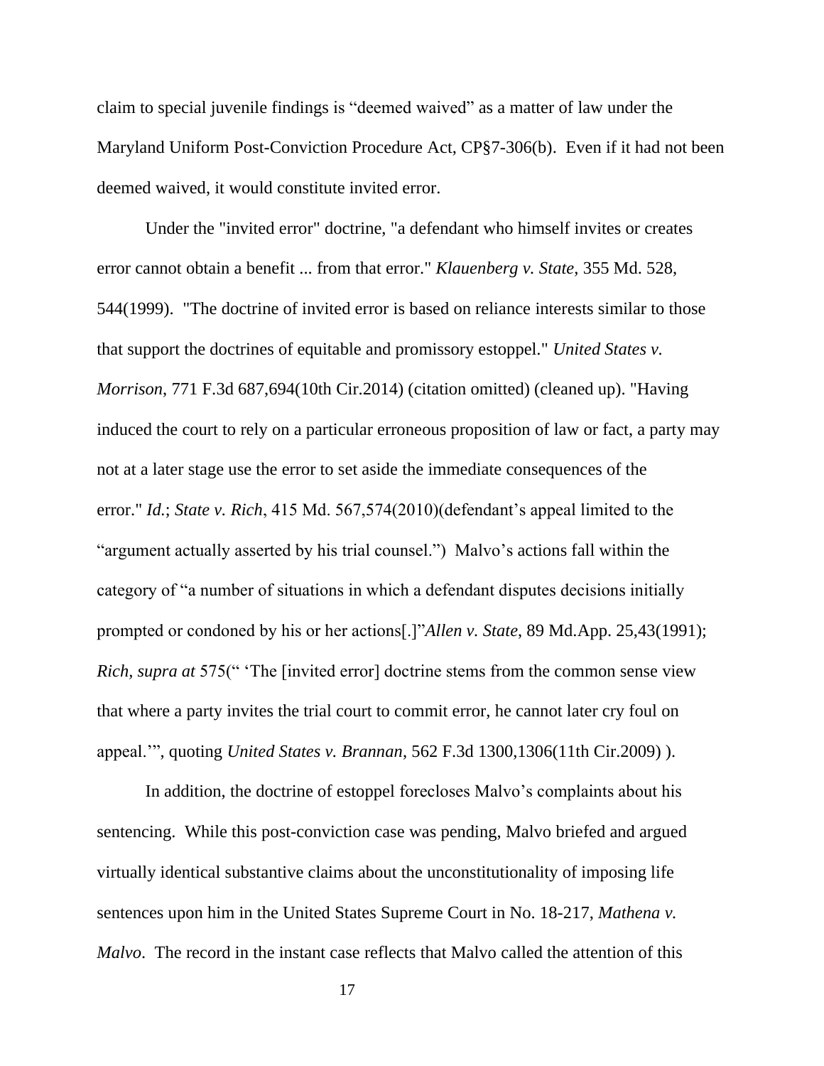claim to special juvenile findings is "deemed waived" as a matter of law under the Maryland Uniform Post-Conviction Procedure Act, CP§7-306(b). Even if it had not been deemed waived, it would constitute invited error.

Under the "invited error" doctrine, "a defendant who himself invites or creates error cannot obtain a benefit ... from that error." *Klauenberg v. State*, 355 Md. 528, 544(1999). "The doctrine of invited error is based on reliance interests similar to those that support the doctrines of equitable and promissory estoppel." *United States v. Morrison*, 771 F.3d 687,694(10th Cir.2014) (citation omitted) (cleaned up). "Having induced the court to rely on a particular erroneous proposition of law or fact, a party may not at a later stage use the error to set aside the immediate consequences of the error." *Id.*; *State v. Rich*, 415 Md. 567,574(2010)(defendant's appeal limited to the "argument actually asserted by his trial counsel.") Malvo's actions fall within the category of "a number of situations in which a defendant disputes decisions initially prompted or condoned by his or her actions[.]"*Allen v. State*, 89 Md.App. 25,43(1991); *Rich, supra at* 575(" 'The [invited error] doctrine stems from the common sense view that where a party invites the trial court to commit error, he cannot later cry foul on appeal.'", quoting *United States v. Brannan*, 562 F.3d 1300,1306(11th Cir.2009) ).

In addition, the doctrine of estoppel forecloses Malvo's complaints about his sentencing. While this post-conviction case was pending, Malvo briefed and argued virtually identical substantive claims about the unconstitutionality of imposing life sentences upon him in the United States Supreme Court in No. 18-217, *Mathena v. Malvo*. The record in the instant case reflects that Malvo called the attention of this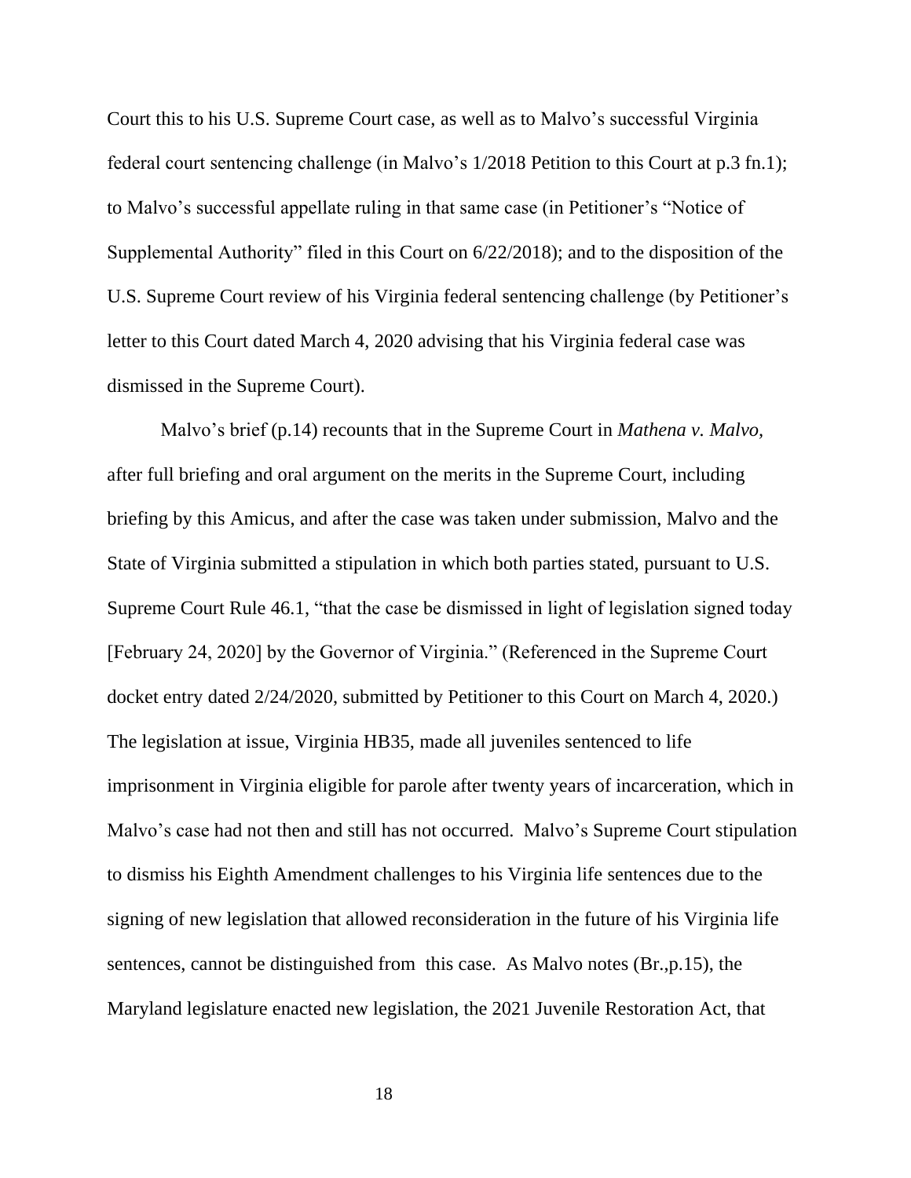Court this to his U.S. Supreme Court case, as well as to Malvo's successful Virginia federal court sentencing challenge (in Malvo's 1/2018 Petition to this Court at p.3 fn.1); to Malvo's successful appellate ruling in that same case (in Petitioner's "Notice of Supplemental Authority" filed in this Court on 6/22/2018); and to the disposition of the U.S. Supreme Court review of his Virginia federal sentencing challenge (by Petitioner's letter to this Court dated March 4, 2020 advising that his Virginia federal case was dismissed in the Supreme Court).

Malvo's brief (p.14) recounts that in the Supreme Court in *Mathena v. Malvo*, after full briefing and oral argument on the merits in the Supreme Court, including briefing by this Amicus, and after the case was taken under submission, Malvo and the State of Virginia submitted a stipulation in which both parties stated, pursuant to U.S. Supreme Court Rule 46.1, "that the case be dismissed in light of legislation signed today [February 24, 2020] by the Governor of Virginia." (Referenced in the Supreme Court docket entry dated 2/24/2020, submitted by Petitioner to this Court on March 4, 2020.) The legislation at issue, Virginia HB35, made all juveniles sentenced to life imprisonment in Virginia eligible for parole after twenty years of incarceration, which in Malvo's case had not then and still has not occurred. Malvo's Supreme Court stipulation to dismiss his Eighth Amendment challenges to his Virginia life sentences due to the signing of new legislation that allowed reconsideration in the future of his Virginia life sentences, cannot be distinguished from this case. As Malvo notes (Br.,p.15), the Maryland legislature enacted new legislation, the 2021 Juvenile Restoration Act, that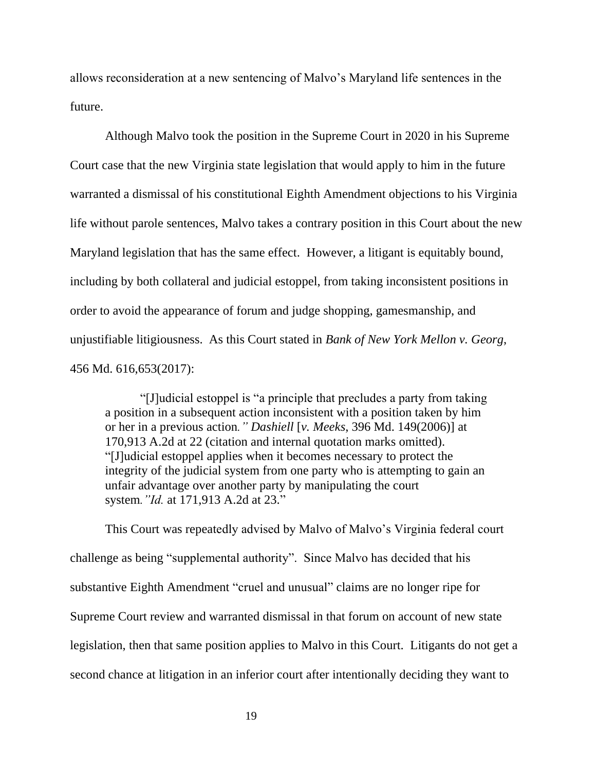allows reconsideration at a new sentencing of Malvo's Maryland life sentences in the future.

Although Malvo took the position in the Supreme Court in 2020 in his Supreme Court case that the new Virginia state legislation that would apply to him in the future warranted a dismissal of his constitutional Eighth Amendment objections to his Virginia life without parole sentences, Malvo takes a contrary position in this Court about the new Maryland legislation that has the same effect. However, a litigant is equitably bound, including by both collateral and judicial estoppel, from taking inconsistent positions in order to avoid the appearance of forum and judge shopping, gamesmanship, and unjustifiable litigiousness. As this Court stated in *Bank of New York Mellon v. Georg*, 456 Md. 616,653(2017):

> "[J]udicial estoppel is "a principle that precludes a party from taking a position in a subsequent action inconsistent with a position taken by him or her in a previous action*." Dashiell* [*v. Meeks*, 396 Md. 149(2006)] at 170,913 A.2d at 22 (citation and internal quotation marks omitted). "[J]udicial estoppel applies when it becomes necessary to protect the integrity of the judicial system from one party who is attempting to gain an unfair advantage over another party by manipulating the court system*."Id.* at 171,913 A.2d at 23."

This Court was repeatedly advised by Malvo of Malvo's Virginia federal court challenge as being "supplemental authority". Since Malvo has decided that his substantive Eighth Amendment "cruel and unusual" claims are no longer ripe for Supreme Court review and warranted dismissal in that forum on account of new state legislation, then that same position applies to Malvo in this Court. Litigants do not get a second chance at litigation in an inferior court after intentionally deciding they want to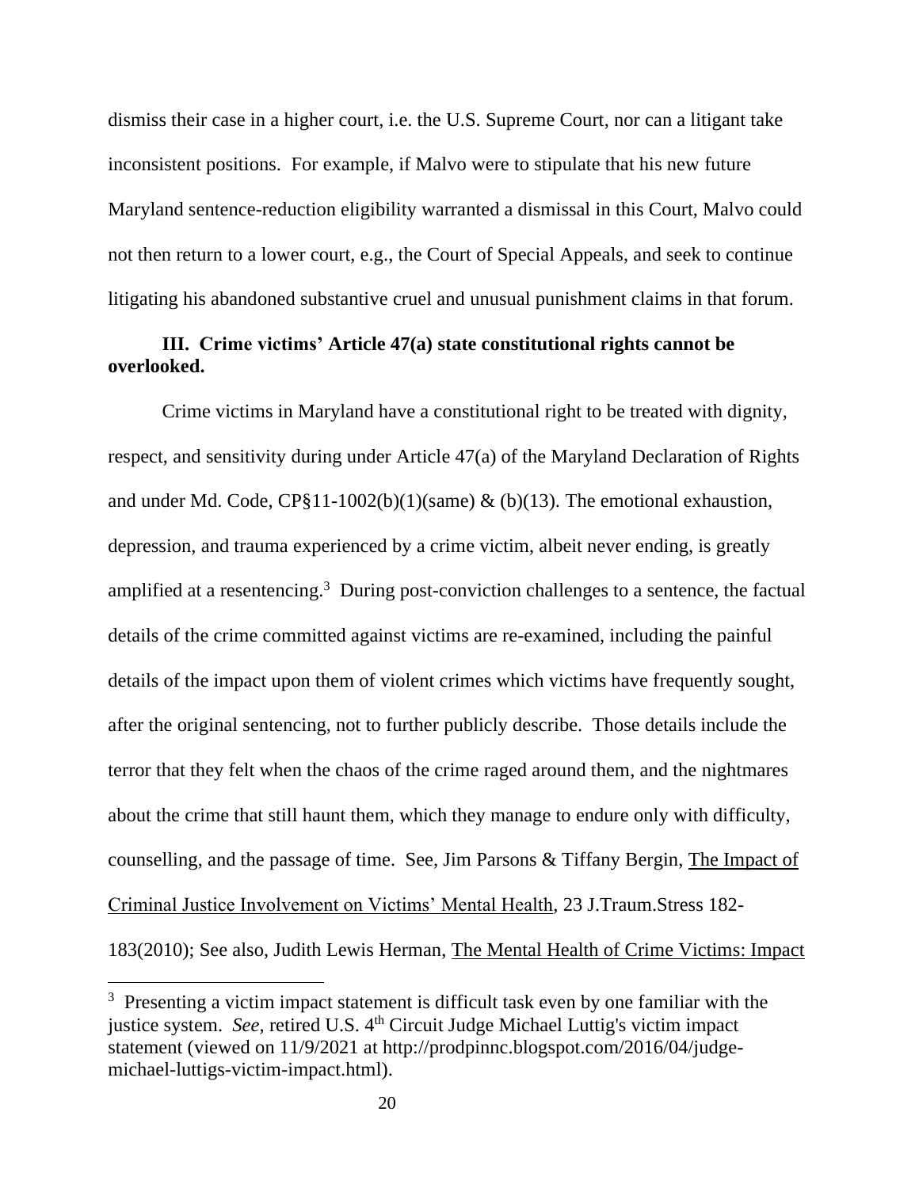dismiss their case in a higher court, i.e. the U.S. Supreme Court, nor can a litigant take inconsistent positions. For example, if Malvo were to stipulate that his new future Maryland sentence-reduction eligibility warranted a dismissal in this Court, Malvo could not then return to a lower court, e.g., the Court of Special Appeals, and seek to continue litigating his abandoned substantive cruel and unusual punishment claims in that forum.

**III. Crime victims' Article 47(a) state constitutional rights cannot be overlooked.**

Crime victims in Maryland have a constitutional right to be treated with dignity, respect, and sensitivity during under Article 47(a) of the Maryland Declaration of Rights and under Md. Code, CP§11-1002(b)(1)(same) & (b)(13). The emotional exhaustion, depression, and trauma experienced by a crime victim, albeit never ending, is greatly amplified at a resentencing.[3] During post-conviction challenges to a sentence, the factual details of the crime committed against victims are re-examined, including the painful details of the impact upon them of violent crimes which victims have frequently sought, after the original sentencing, not to further publicly describe. Those details include the terror that they felt when the chaos of the crime raged around them, and the nightmares about the crime that still haunt them, which they manage to endure only with difficulty, counselling, and the passage of time. See, Jim Parsons & Tiffany Bergin, The Impact of Criminal Justice Involvement on Victims' Mental Health, 23 J.Traum.Stress 182-183(2010); See also, Judith Lewis Herman, The Mental Health of Crime Victims: Impact

[3] Presenting a victim impact statement is difficult task even by one familiar with the justice system. *See*, retired U.S. 4th Circuit Judge Michael Luttig's victim impact statement (viewed on 11/9/2021 at http://prodpinnc.blogspot.com/2016/04/judge-michael-luttigs-victim-impact.html).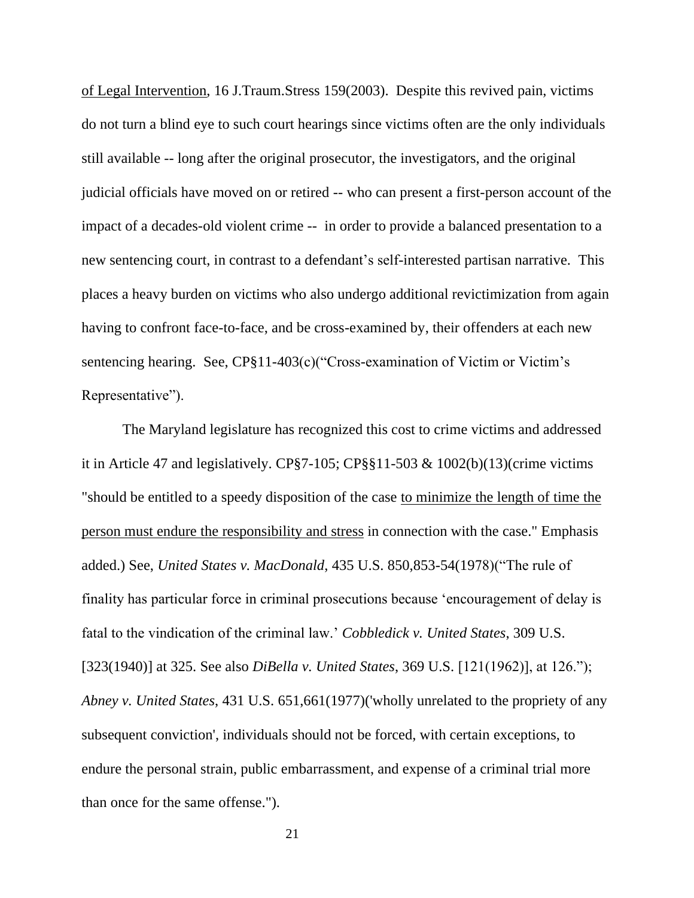of Legal Intervention, 16 J.Traum.Stress 159(2003). Despite this revived pain, victims do not turn a blind eye to such court hearings since victims often are the only individuals still available -- long after the original prosecutor, the investigators, and the original judicial officials have moved on or retired -- who can present a first-person account of the impact of a decades-old violent crime -- in order to provide a balanced presentation to a new sentencing court, in contrast to a defendant's self-interested partisan narrative. This places a heavy burden on victims who also undergo additional revictimization from again having to confront face-to-face, and be cross-examined by, their offenders at each new sentencing hearing. See, CP§11-403(c)("Cross-examination of Victim or Victim's Representative").

The Maryland legislature has recognized this cost to crime victims and addressed it in Article 47 and legislatively. CP§7-105; CP§§11-503 & 1002(b)(13)(crime victims "should be entitled to a speedy disposition of the case to minimize the length of time the person must endure the responsibility and stress in connection with the case." Emphasis added.) See, *United States v. MacDonald*, 435 U.S. 850,853-54(1978)("The rule of finality has particular force in criminal prosecutions because 'encouragement of delay is fatal to the vindication of the criminal law.' *Cobbledick v. United States*, 309 U.S. [323(1940)] at 325. See also *DiBella v. United States*, 369 U.S. [121(1962)], at 126."); *Abney v. United States*, 431 U.S. 651,661(1977)('wholly unrelated to the propriety of any subsequent conviction', individuals should not be forced, with certain exceptions, to endure the personal strain, public embarrassment, and expense of a criminal trial more than once for the same offense.").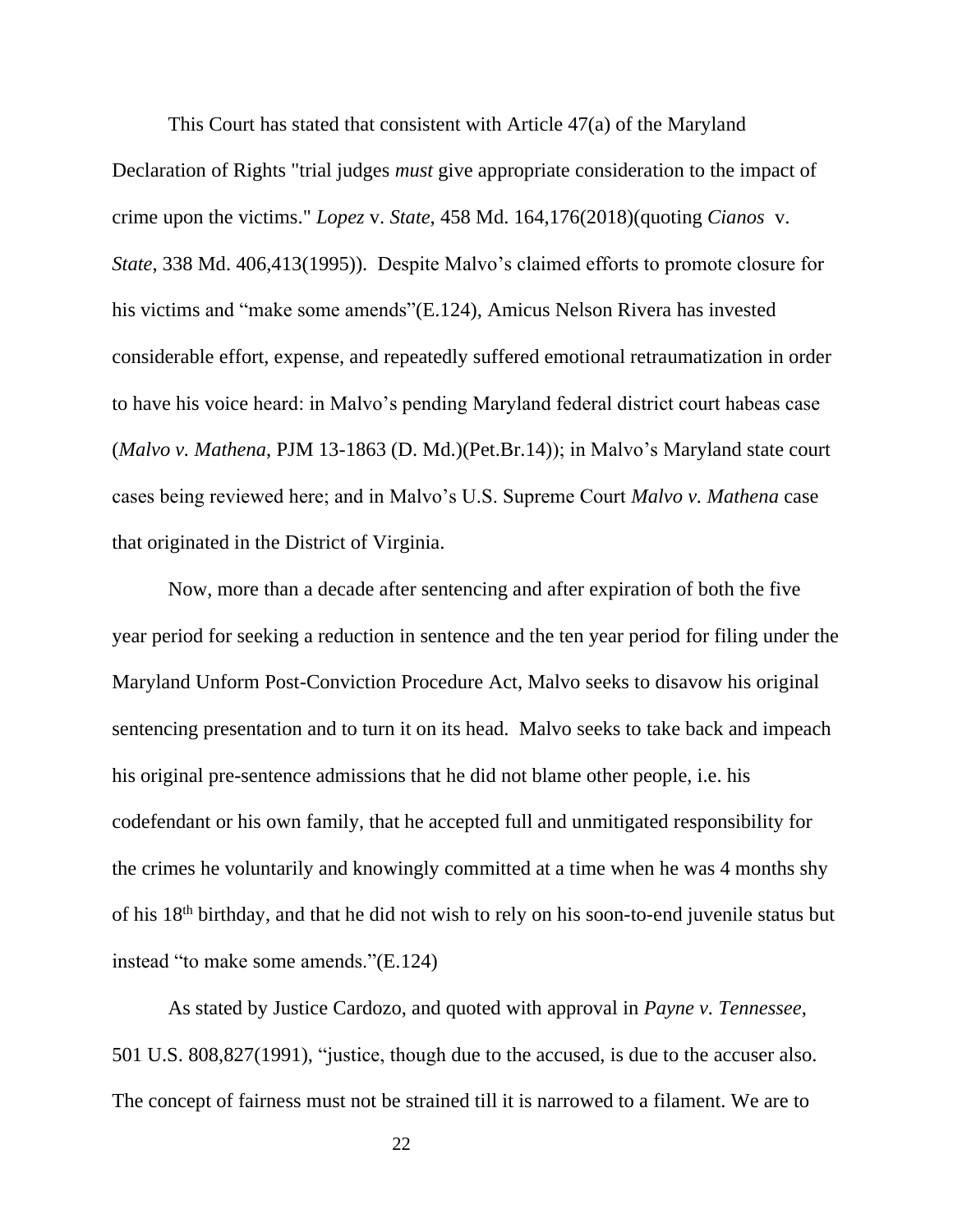This Court has stated that consistent with Article 47(a) of the Maryland Declaration of Rights "trial judges *must* give appropriate consideration to the impact of crime upon the victims." *Lopez* v. *State*, 458 Md. 164,176(2018)(quoting *Cianos* v. *State*, 338 Md. 406,413(1995)). Despite Malvo's claimed efforts to promote closure for his victims and "make some amends"(E.124), Amicus Nelson Rivera has invested considerable effort, expense, and repeatedly suffered emotional retraumatization in order to have his voice heard: in Malvo's pending Maryland federal district court habeas case (*Malvo v. Mathena*, PJM 13-1863 (D. Md.)(Pet.Br.14)); in Malvo's Maryland state court cases being reviewed here; and in Malvo's U.S. Supreme Court *Malvo v. Mathena* case that originated in the District of Virginia.

Now, more than a decade after sentencing and after expiration of both the five year period for seeking a reduction in sentence and the ten year period for filing under the Maryland Unform Post-Conviction Procedure Act, Malvo seeks to disavow his original sentencing presentation and to turn it on its head. Malvo seeks to take back and impeach his original pre-sentence admissions that he did not blame other people, i.e. his codefendant or his own family, that he accepted full and unmitigated responsibility for the crimes he voluntarily and knowingly committed at a time when he was 4 months shy of his 18th birthday, and that he did not wish to rely on his soon-to-end juvenile status but instead "to make some amends."(E.124)

As stated by Justice Cardozo, and quoted with approval in *Payne v. Tennessee*, 501 U.S. 808,827(1991), "justice, though due to the accused, is due to the accuser also. The concept of fairness must not be strained till it is narrowed to a filament. We are to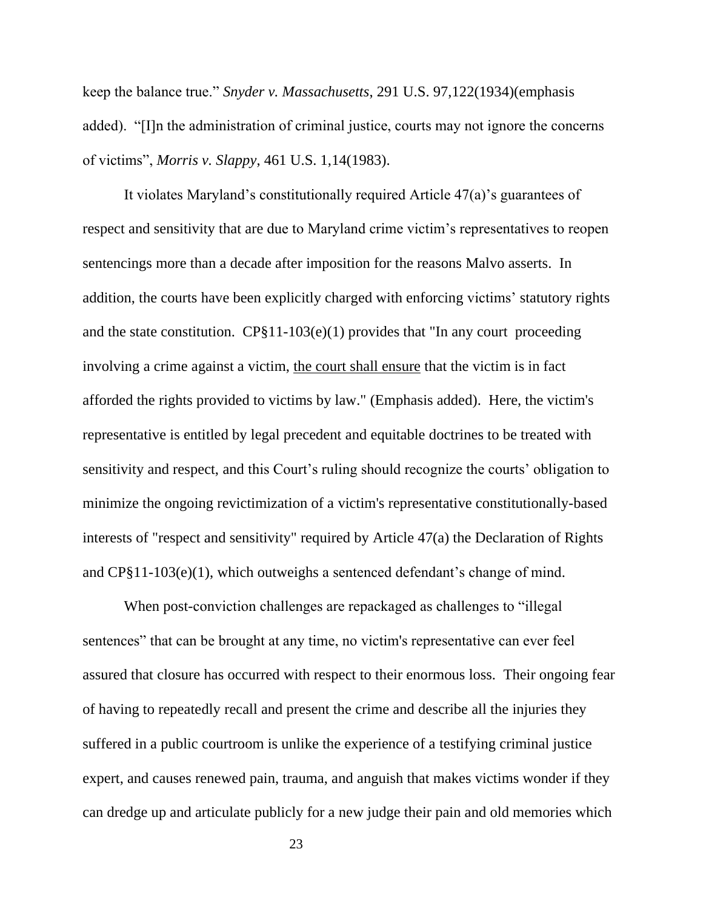keep the balance true." *Snyder v. Massachusetts*, 291 U.S. 97,122(1934)(emphasis added). "[I]n the administration of criminal justice, courts may not ignore the concerns of victims", *Morris v. Slappy*, 461 U.S. 1,14(1983).

It violates Maryland's constitutionally required Article 47(a)'s guarantees of respect and sensitivity that are due to Maryland crime victim's representatives to reopen sentencings more than a decade after imposition for the reasons Malvo asserts. In addition, the courts have been explicitly charged with enforcing victims' statutory rights and the state constitution. CP§11-103(e)(1) provides that "In any court proceeding involving a crime against a victim, <u>the court shall ensure</u> that the victim is in fact afforded the rights provided to victims by law." (Emphasis added). Here, the victim's representative is entitled by legal precedent and equitable doctrines to be treated with sensitivity and respect, and this Court's ruling should recognize the courts' obligation to minimize the ongoing revictimization of a victim's representative constitutionally-based interests of "respect and sensitivity" required by Article 47(a) the Declaration of Rights and CP§11-103(e)(1), which outweighs a sentenced defendant's change of mind.

When post-conviction challenges are repackaged as challenges to "illegal sentences" that can be brought at any time, no victim's representative can ever feel assured that closure has occurred with respect to their enormous loss. Their ongoing fear of having to repeatedly recall and present the crime and describe all the injuries they suffered in a public courtroom is unlike the experience of a testifying criminal justice expert, and causes renewed pain, trauma, and anguish that makes victims wonder if they can dredge up and articulate publicly for a new judge their pain and old memories which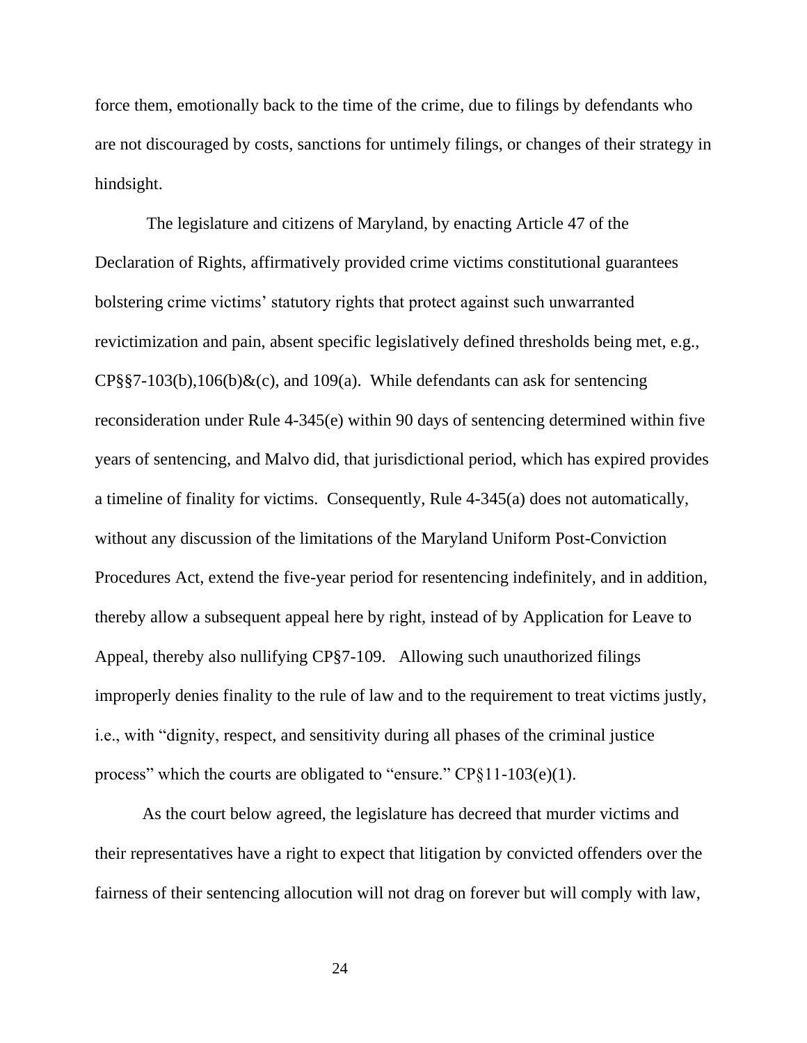force them, emotionally back to the time of the crime, due to filings by defendants who are not discouraged by costs, sanctions for untimely filings, or changes of their strategy in hindsight.

The legislature and citizens of Maryland, by enacting Article 47 of the Declaration of Rights, affirmatively provided crime victims constitutional guarantees bolstering crime victims' statutory rights that protect against such unwarranted revictimization and pain, absent specific legislatively defined thresholds being met, e.g., CP§§7-103(b),106(b)&(c), and 109(a). While defendants can ask for sentencing reconsideration under Rule 4-345(e) within 90 days of sentencing determined within five years of sentencing, and Malvo did, that jurisdictional period, which has expired provides a timeline of finality for victims. Consequently, Rule 4-345(a) does not automatically, without any discussion of the limitations of the Maryland Uniform Post-Conviction Procedures Act, extend the five-year period for resentencing indefinitely, and in addition, thereby allow a subsequent appeal here by right, instead of by Application for Leave to Appeal, thereby also nullifying CP§7-109. Allowing such unauthorized filings improperly denies finality to the rule of law and to the requirement to treat victims justly, i.e., with "dignity, respect, and sensitivity during all phases of the criminal justice process" which the courts are obligated to "ensure." CP§11-103(e)(1).

As the court below agreed, the legislature has decreed that murder victims and their representatives have a right to expect that litigation by convicted offenders over the fairness of their sentencing allocution will not drag on forever but will comply with law,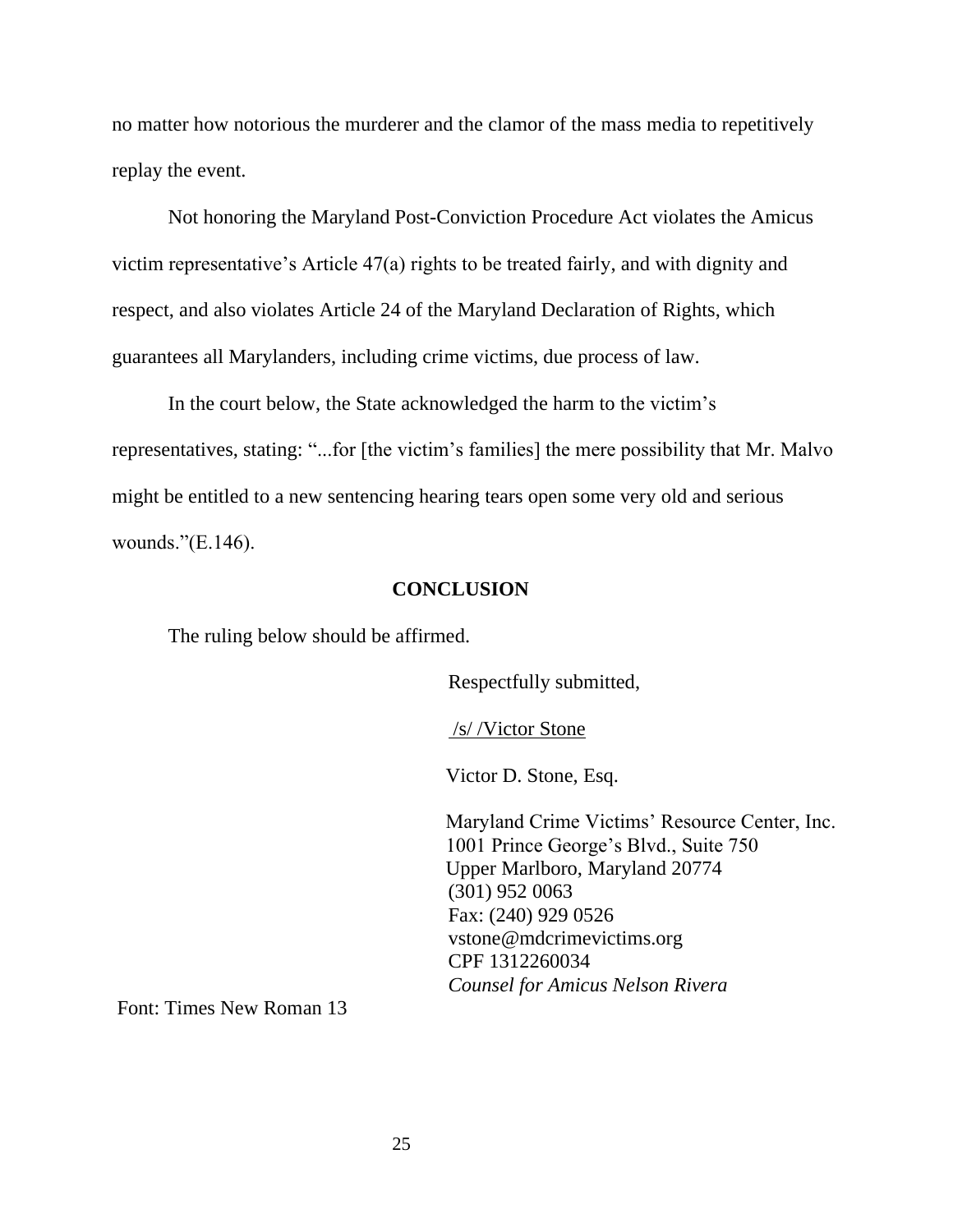no matter how notorious the murderer and the clamor of the mass media to repetitively replay the event.

Not honoring the Maryland Post-Conviction Procedure Act violates the Amicus victim representative's Article 47(a) rights to be treated fairly, and with dignity and respect, and also violates Article 24 of the Maryland Declaration of Rights, which guarantees all Marylanders, including crime victims, due process of law.

In the court below, the State acknowledged the harm to the victim's representatives, stating: "...for [the victim's families] the mere possibility that Mr. Malvo might be entitled to a new sentencing hearing tears open some very old and serious wounds."(E.146).

## CONCLUSION

The ruling below should be affirmed.

Respectfully submitted,

/s/ /Victor Stone

Victor D. Stone, Esq.

Maryland Crime Victims' Resource Center, Inc.
1001 Prince George's Blvd., Suite 750
Upper Marlboro, Maryland 20774
(301) 952 0063
Fax: (240) 929 0526
vstone@mdcrimevictims.org
CPF 1312260034
*Counsel for Amicus Nelson Rivera*

Font: Times New Roman 13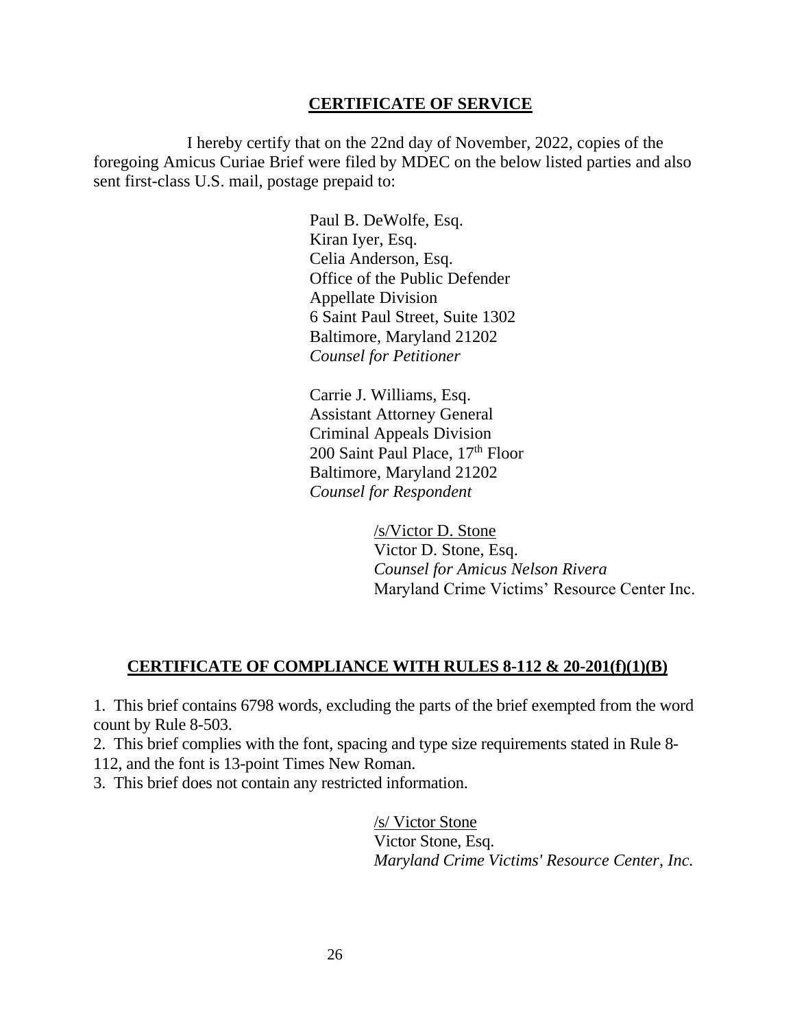## CERTIFICATE OF SERVICE

I hereby certify that on the 22nd day of November, 2022, copies of the foregoing Amicus Curiae Brief were filed by MDEC on the below listed parties and also sent first-class U.S. mail, postage prepaid to:

Paul B. DeWolfe, Esq.
Kiran Iyer, Esq.
Celia Anderson, Esq.
Office of the Public Defender
Appellate Division
6 Saint Paul Street, Suite 1302
Baltimore, Maryland 21202
*Counsel for Petitioner*

Carrie J. Williams, Esq.
Assistant Attorney General
Criminal Appeals Division
200 Saint Paul Place, 17th Floor
Baltimore, Maryland 21202
*Counsel for Respondent*

/s/Victor D. Stone
Victor D. Stone, Esq.
*Counsel for Amicus Nelson Rivera*
Maryland Crime Victims' Resource Center Inc.

## CERTIFICATE OF COMPLIANCE WITH RULES 8-112 & 20-201(f)(1)(B)

1. This brief contains 6798 words, excluding the parts of the brief exempted from the word count by Rule 8-503.
2. This brief complies with the font, spacing and type size requirements stated in Rule 8-112, and the font is 13-point Times New Roman.
3. This brief does not contain any restricted information.

/s/ Victor Stone
Victor Stone, Esq.
*Maryland Crime Victims' Resource Center, Inc.*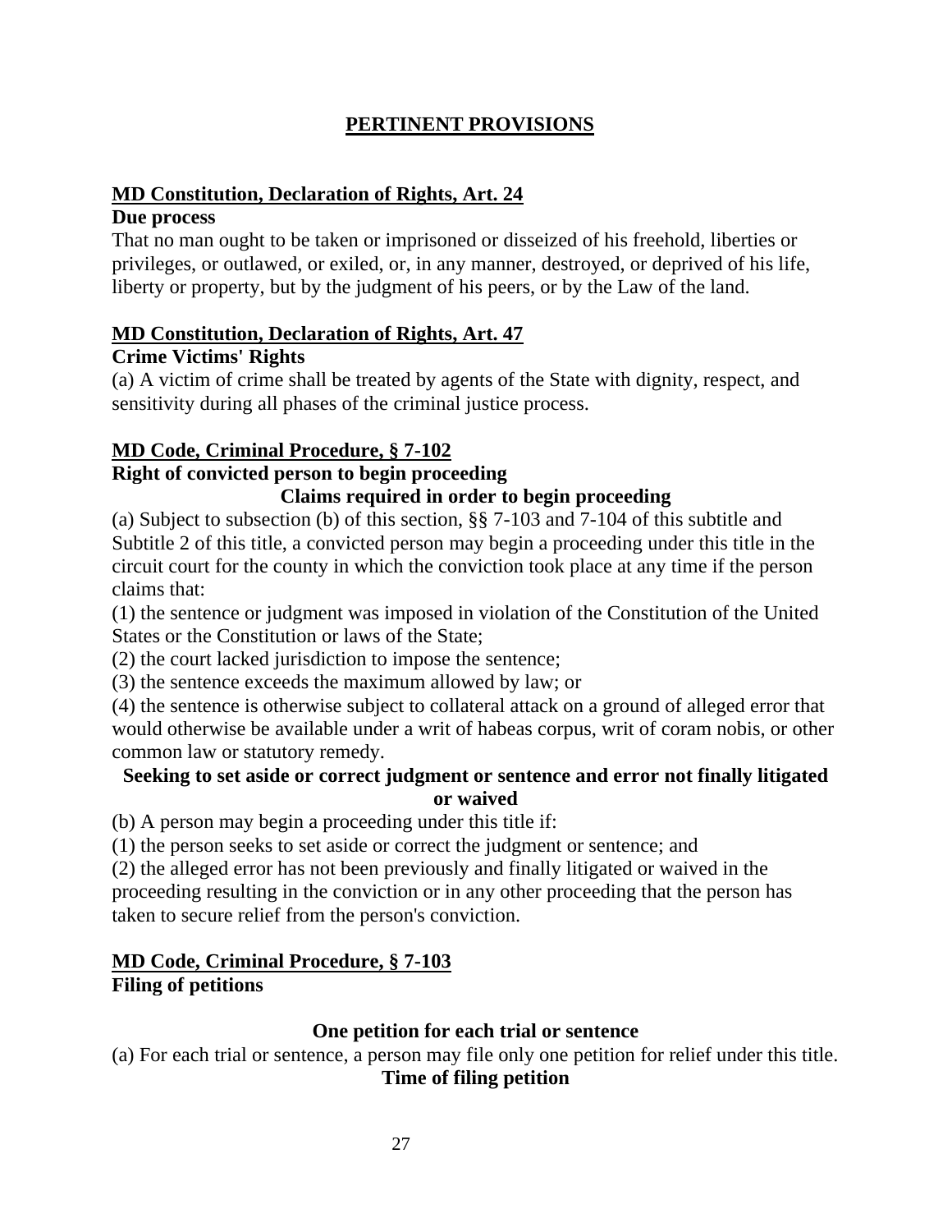## PERTINENT PROVISIONS

**MD Constitution, Declaration of Rights, Art. 24**

**Due process**

That no man ought to be taken or imprisoned or disseized of his freehold, liberties or privileges, or outlawed, or exiled, or, in any manner, destroyed, or deprived of his life, liberty or property, but by the judgment of his peers, or by the Law of the land.

**MD Constitution, Declaration of Rights, Art. 47**

**Crime Victims' Rights**

(a) A victim of crime shall be treated by agents of the State with dignity, respect, and sensitivity during all phases of the criminal justice process.

**MD Code, Criminal Procedure, § 7-102**

**Right of convicted person to begin proceeding**

**Claims required in order to begin proceeding**

(a) Subject to subsection (b) of this section, §§ 7-103 and 7-104 of this subtitle and Subtitle 2 of this title, a convicted person may begin a proceeding under this title in the circuit court for the county in which the conviction took place at any time if the person claims that:

(1) the sentence or judgment was imposed in violation of the Constitution of the United States or the Constitution or laws of the State;

(2) the court lacked jurisdiction to impose the sentence;

(3) the sentence exceeds the maximum allowed by law; or

(4) the sentence is otherwise subject to collateral attack on a ground of alleged error that would otherwise be available under a writ of habeas corpus, writ of coram nobis, or other common law or statutory remedy.

**Seeking to set aside or correct judgment or sentence and error not finally litigated or waived**

(b) A person may begin a proceeding under this title if:

(1) the person seeks to set aside or correct the judgment or sentence; and

(2) the alleged error has not been previously and finally litigated or waived in the proceeding resulting in the conviction or in any other proceeding that the person has taken to secure relief from the person's conviction.

**MD Code, Criminal Procedure, § 7-103**

**Filing of petitions**

**One petition for each trial or sentence**

(a) For each trial or sentence, a person may file only one petition for relief under this title.

**Time of filing petition**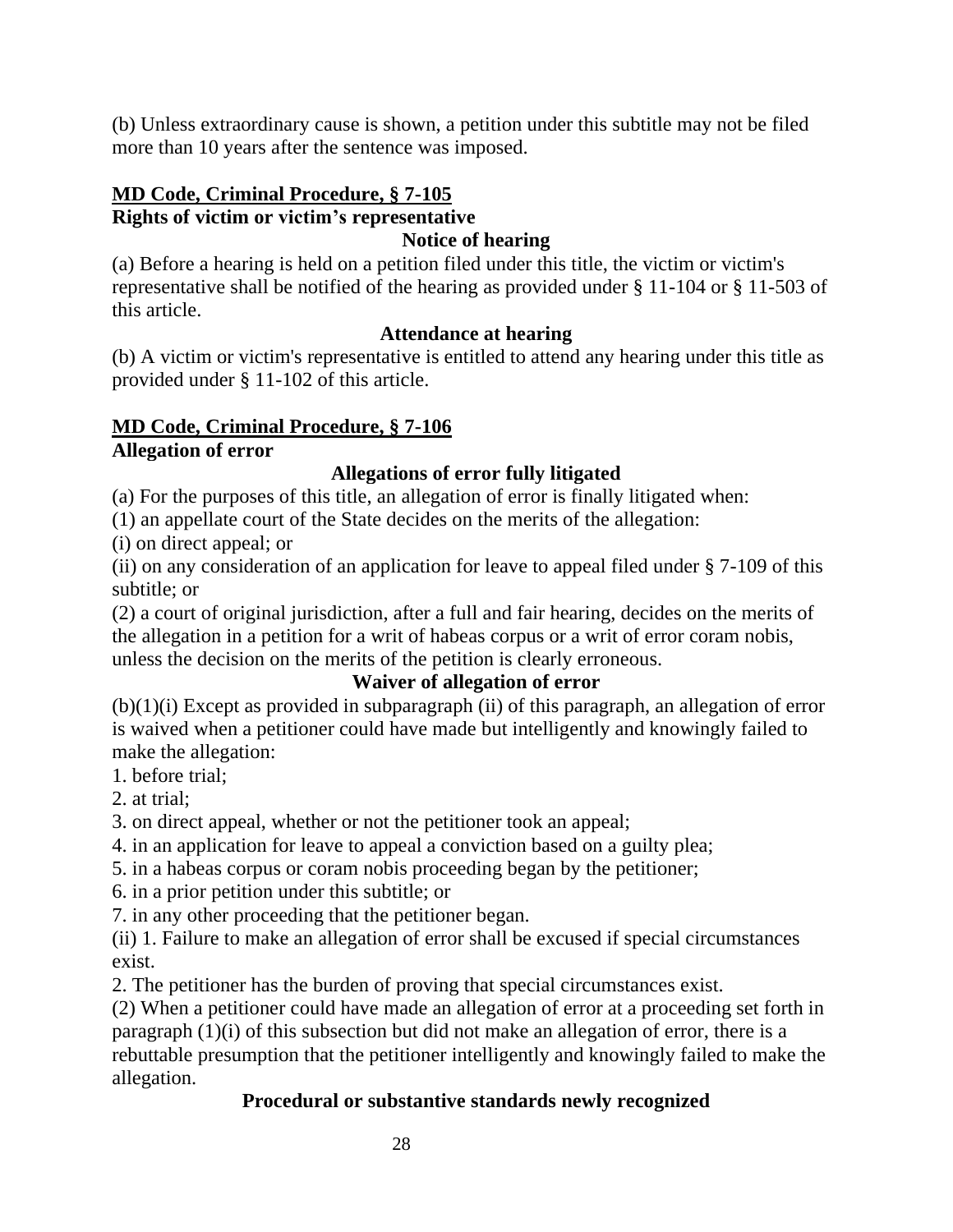(b) Unless extraordinary cause is shown, a petition under this subtitle may not be filed more than 10 years after the sentence was imposed.

## MD Code, Criminal Procedure, § 7-105

### Rights of victim or victim's representative

#### Notice of hearing

(a) Before a hearing is held on a petition filed under this title, the victim or victim's representative shall be notified of the hearing as provided under § 11-104 or § 11-503 of this article.

#### Attendance at hearing

(b) A victim or victim's representative is entitled to attend any hearing under this title as provided under § 11-102 of this article.

## MD Code, Criminal Procedure, § 7-106

### Allegation of error

#### Allegations of error fully litigated

(a) For the purposes of this title, an allegation of error is finally litigated when:

(1) an appellate court of the State decides on the merits of the allegation:

(i) on direct appeal; or

(ii) on any consideration of an application for leave to appeal filed under § 7-109 of this subtitle; or

(2) a court of original jurisdiction, after a full and fair hearing, decides on the merits of the allegation in a petition for a writ of habeas corpus or a writ of error coram nobis, unless the decision on the merits of the petition is clearly erroneous.

#### Waiver of allegation of error

(b)(1)(i) Except as provided in subparagraph (ii) of this paragraph, an allegation of error is waived when a petitioner could have made but intelligently and knowingly failed to make the allegation:

1. before trial;
2. at trial;
3. on direct appeal, whether or not the petitioner took an appeal;
4. in an application for leave to appeal a conviction based on a guilty plea;
5. in a habeas corpus or coram nobis proceeding began by the petitioner;
6. in a prior petition under this subtitle; or
7. in any other proceeding that the petitioner began.

(ii) 1. Failure to make an allegation of error shall be excused if special circumstances exist.

2. The petitioner has the burden of proving that special circumstances exist.

(2) When a petitioner could have made an allegation of error at a proceeding set forth in paragraph (1)(i) of this subsection but did not make an allegation of error, there is a rebuttable presumption that the petitioner intelligently and knowingly failed to make the allegation.

#### Procedural or substantive standards newly recognized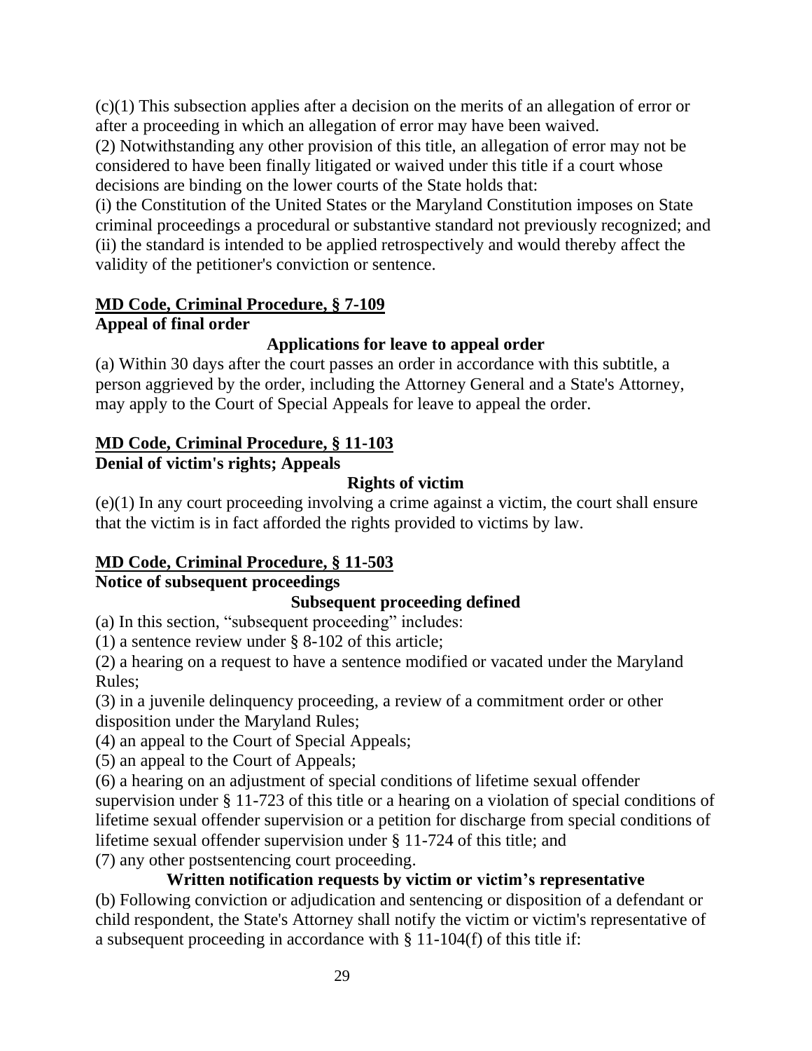(c)(1) This subsection applies after a decision on the merits of an allegation of error or after a proceeding in which an allegation of error may have been waived.
(2) Notwithstanding any other provision of this title, an allegation of error may not be considered to have been finally litigated or waived under this title if a court whose decisions are binding on the lower courts of the State holds that:
(i) the Constitution of the United States or the Maryland Constitution imposes on State criminal proceedings a procedural or substantive standard not previously recognized; and
(ii) the standard is intended to be applied retrospectively and would thereby affect the validity of the petitioner's conviction or sentence.

**MD Code, Criminal Procedure, § 7-109**
**Appeal of final order**

**Applications for leave to appeal order**

(a) Within 30 days after the court passes an order in accordance with this subtitle, a person aggrieved by the order, including the Attorney General and a State's Attorney, may apply to the Court of Special Appeals for leave to appeal the order.

**MD Code, Criminal Procedure, § 11-103**
**Denial of victim's rights; Appeals**

**Rights of victim**

(e)(1) In any court proceeding involving a crime against a victim, the court shall ensure that the victim is in fact afforded the rights provided to victims by law.

**MD Code, Criminal Procedure, § 11-503**
**Notice of subsequent proceedings**

**Subsequent proceeding defined**

(a) In this section, "subsequent proceeding" includes:
(1) a sentence review under § 8-102 of this article;
(2) a hearing on a request to have a sentence modified or vacated under the Maryland Rules;
(3) in a juvenile delinquency proceeding, a review of a commitment order or other disposition under the Maryland Rules;
(4) an appeal to the Court of Special Appeals;
(5) an appeal to the Court of Appeals;
(6) a hearing on an adjustment of special conditions of lifetime sexual offender supervision under § 11-723 of this title or a hearing on a violation of special conditions of lifetime sexual offender supervision or a petition for discharge from special conditions of lifetime sexual offender supervision under § 11-724 of this title; and
(7) any other postsentencing court proceeding.

**Written notification requests by victim or victim's representative**

(b) Following conviction or adjudication and sentencing or disposition of a defendant or child respondent, the State's Attorney shall notify the victim or victim's representative of a subsequent proceeding in accordance with § 11-104(f) of this title if: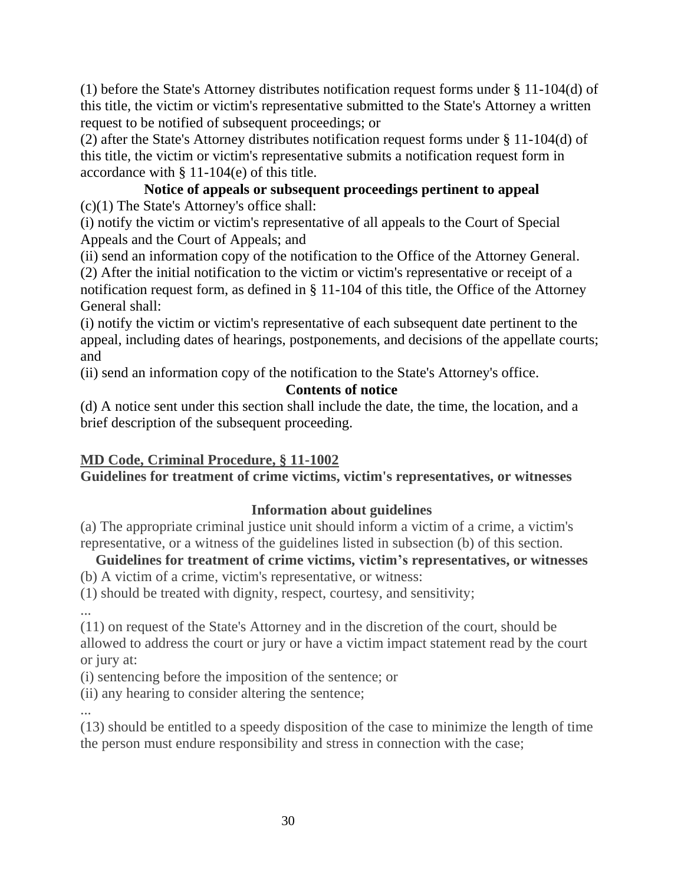(1) before the State's Attorney distributes notification request forms under § 11-104(d) of this title, the victim or victim's representative submitted to the State's Attorney a written request to be notified of subsequent proceedings; or

(2) after the State's Attorney distributes notification request forms under § 11-104(d) of this title, the victim or victim's representative submits a notification request form in accordance with § 11-104(e) of this title.

**Notice of appeals or subsequent proceedings pertinent to appeal**

(c)(1) The State's Attorney's office shall:

(i) notify the victim or victim's representative of all appeals to the Court of Special Appeals and the Court of Appeals; and

(ii) send an information copy of the notification to the Office of the Attorney General.

(2) After the initial notification to the victim or victim's representative or receipt of a notification request form, as defined in § 11-104 of this title, the Office of the Attorney General shall:

(i) notify the victim or victim's representative of each subsequent date pertinent to the appeal, including dates of hearings, postponements, and decisions of the appellate courts; and

(ii) send an information copy of the notification to the State's Attorney's office.

**Contents of notice**

(d) A notice sent under this section shall include the date, the time, the location, and a brief description of the subsequent proceeding.

**MD Code, Criminal Procedure, § 11-1002**

**Guidelines for treatment of crime victims, victim's representatives, or witnesses**

**Information about guidelines**

(a) The appropriate criminal justice unit should inform a victim of a crime, a victim's representative, or a witness of the guidelines listed in subsection (b) of this section.

**Guidelines for treatment of crime victims, victim's representatives, or witnesses**

(b) A victim of a crime, victim's representative, or witness:

(1) should be treated with dignity, respect, courtesy, and sensitivity;

...

(11) on request of the State's Attorney and in the discretion of the court, should be allowed to address the court or jury or have a victim impact statement read by the court or jury at:

(i) sentencing before the imposition of the sentence; or

(ii) any hearing to consider altering the sentence;

...

(13) should be entitled to a speedy disposition of the case to minimize the length of time the person must endure responsibility and stress in connection with the case;